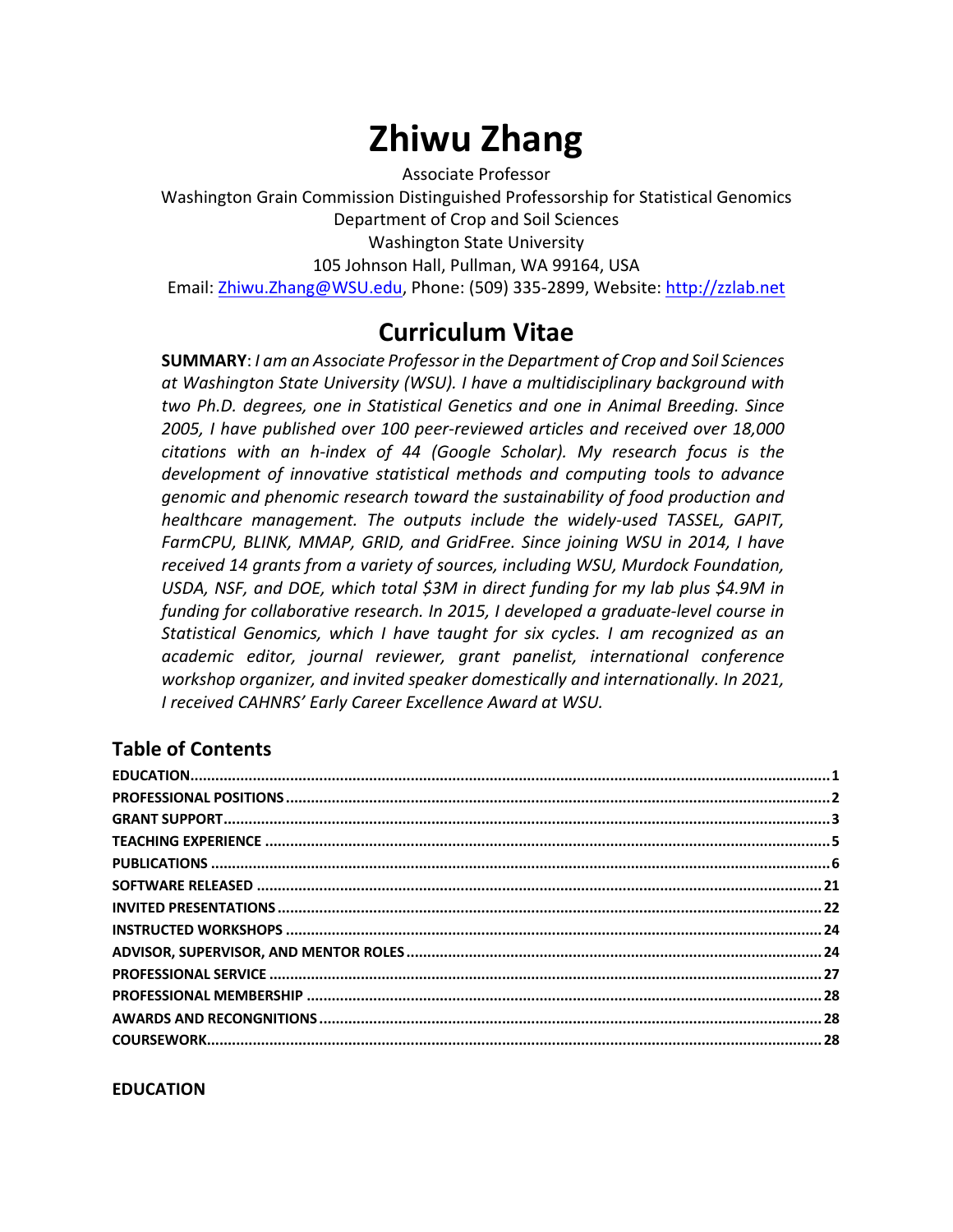# Zhiwu Zhang

Associate Professor
Washington Grain Commission Distinguished Professorship for Statistical Genomics
Department of Crop and Soil Sciences
Washington State University
105 Johnson Hall, Pullman, WA 99164, USA
Email: [Zhiwu.Zhang@WSU.edu](mailto:Zhiwu.Zhang@WSU.edu), Phone: (509) 335-2899, Website: [http://zzlab.net](http://zzlab.net)

## Curriculum Vitae

**SUMMARY**: *I am an Associate Professor in the Department of Crop and Soil Sciences at Washington State University (WSU). I have a multidisciplinary background with two Ph.D. degrees, one in Statistical Genetics and one in Animal Breeding. Since 2005, I have published over 100 peer-reviewed articles and received over 18,000 citations with an h-index of 44 (Google Scholar). My research focus is the development of innovative statistical methods and computing tools to advance genomic and phenomic research toward the sustainability of food production and healthcare management. The outputs include the widely-used TASSEL, GAPIT, FarmCPU, BLINK, MMAP, GRID, and GridFree. Since joining WSU in 2014, I have received 14 grants from a variety of sources, including WSU, Murdock Foundation, USDA, NSF, and DOE, which total $3M in direct funding for my lab plus $4.9M in funding for collaborative research. In 2015, I developed a graduate-level course in Statistical Genomics, which I have taught for six cycles. I am recognized as an academic editor, journal reviewer, grant panelist, international conference workshop organizer, and invited speaker domestically and internationally. In 2021, I received CAHNRS' Early Career Excellence Award at WSU.*

### Table of Contents

- **EDUCATION** ........ 1
- **PROFESSIONAL POSITIONS** ........ 2
- **GRANT SUPPORT** ........ 3
- **TEACHING EXPERIENCE** ........ 5
- **PUBLICATIONS** ........ 6
- **SOFTWARE RELEASED** ........ 21
- **INVITED PRESENTATIONS** ........ 22
- **INSTRUCTED WORKSHOPS** ........ 24
- **ADVISOR, SUPERVISOR, AND MENTOR ROLES** ........ 24
- **PROFESSIONAL SERVICE** ........ 27
- **PROFESSIONAL MEMBERSHIP** ........ 28
- **AWARDS AND RECONGNITIONS** ........ 28
- **COURSEWORK** ........ 28

### EDUCATION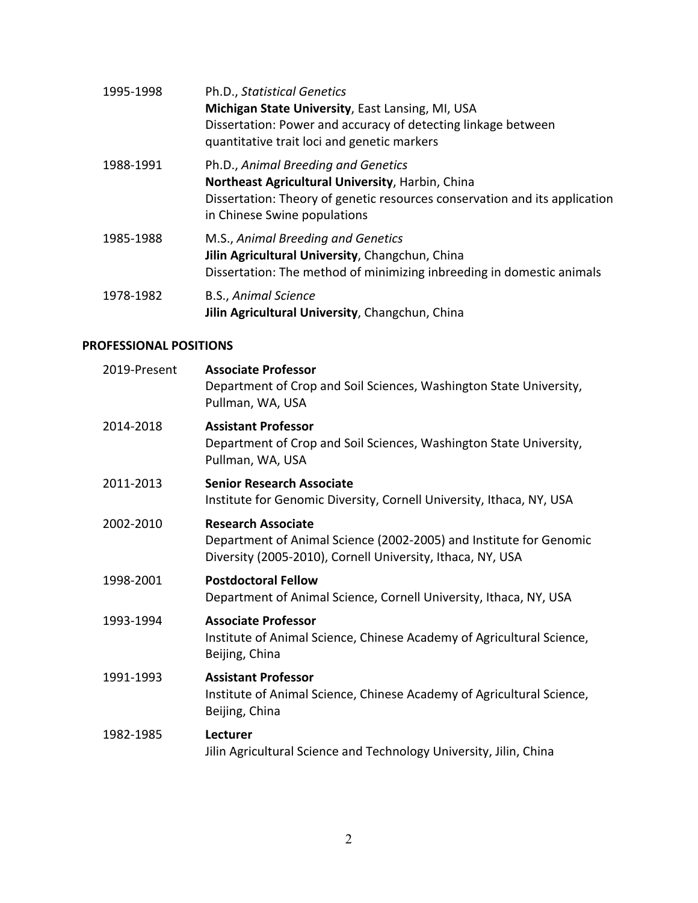1995-1998 Ph.D., *Statistical Genetics*
**Michigan State University**, East Lansing, MI, USA
Dissertation: Power and accuracy of detecting linkage between quantitative trait loci and genetic markers

1988-1991 Ph.D., *Animal Breeding and Genetics*
**Northeast Agricultural University**, Harbin, China
Dissertation: Theory of genetic resources conservation and its application in Chinese Swine populations

1985-1988 M.S., *Animal Breeding and Genetics*
**Jilin Agricultural University**, Changchun, China
Dissertation: The method of minimizing inbreeding in domestic animals

1978-1982 B.S., *Animal Science*
**Jilin Agricultural University**, Changchun, China

## PROFESSIONAL POSITIONS

2019-Present **Associate Professor**
Department of Crop and Soil Sciences, Washington State University, Pullman, WA, USA

2014-2018 **Assistant Professor**
Department of Crop and Soil Sciences, Washington State University, Pullman, WA, USA

2011-2013 **Senior Research Associate**
Institute for Genomic Diversity, Cornell University, Ithaca, NY, USA

2002-2010 **Research Associate**
Department of Animal Science (2002-2005) and Institute for Genomic Diversity (2005-2010), Cornell University, Ithaca, NY, USA

1998-2001 **Postdoctoral Fellow**
Department of Animal Science, Cornell University, Ithaca, NY, USA

1993-1994 **Associate Professor**
Institute of Animal Science, Chinese Academy of Agricultural Science, Beijing, China

1991-1993 **Assistant Professor**
Institute of Animal Science, Chinese Academy of Agricultural Science, Beijing, China

1982-1985 **Lecturer**
Jilin Agricultural Science and Technology University, Jilin, China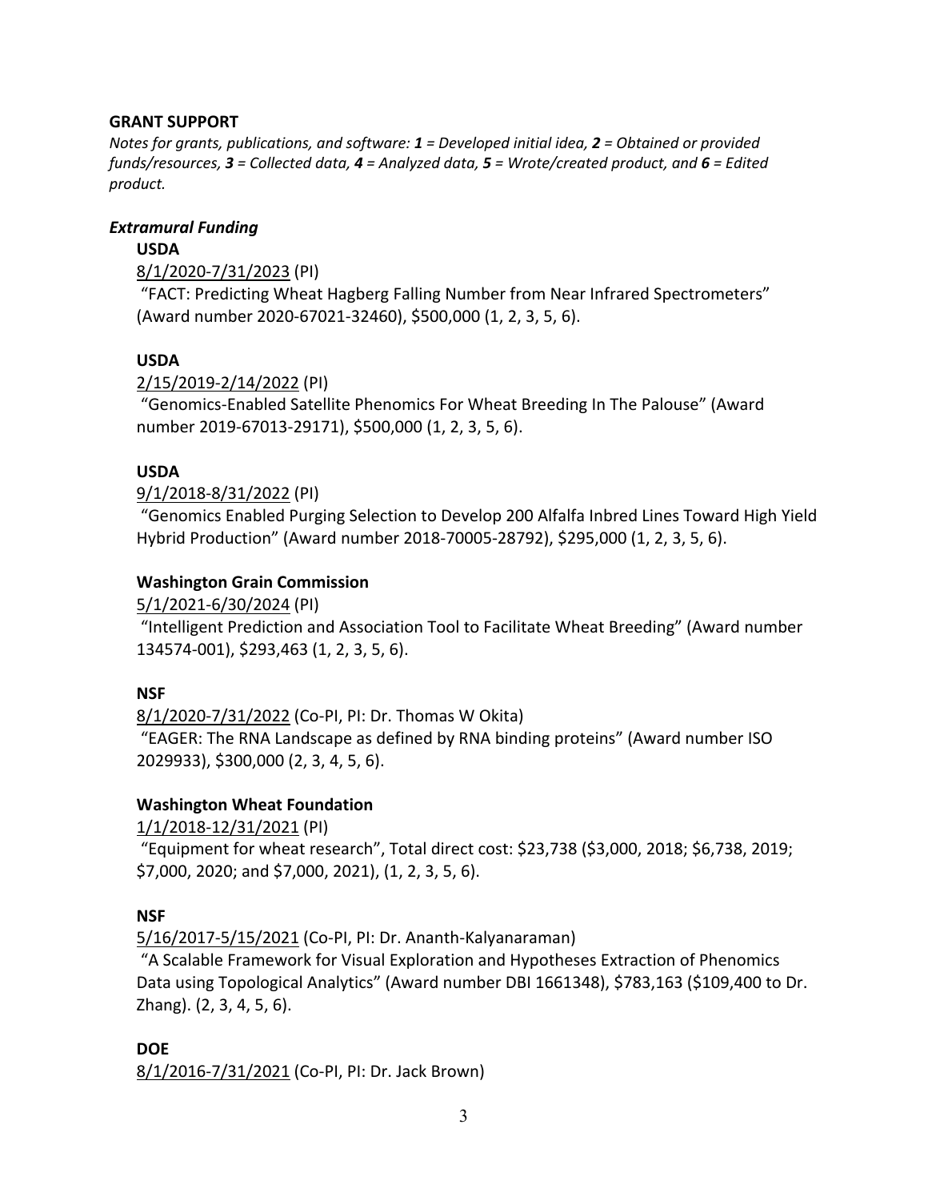## GRANT SUPPORT

*Notes for grants, publications, and software: **1** = Developed initial idea, **2** = Obtained or provided funds/resources, **3** = Collected data, **4** = Analyzed data, **5** = Wrote/created product, and **6** = Edited product.*

### *Extramural Funding*

**USDA**

8/1/2020-7/31/2023 (PI)
"FACT: Predicting Wheat Hagberg Falling Number from Near Infrared Spectrometers" (Award number 2020-67021-32460), $500,000 (1, 2, 3, 5, 6).

**USDA**

2/15/2019-2/14/2022 (PI)
"Genomics-Enabled Satellite Phenomics For Wheat Breeding In The Palouse" (Award number 2019-67013-29171), $500,000 (1, 2, 3, 5, 6).

**USDA**

9/1/2018-8/31/2022 (PI)
"Genomics Enabled Purging Selection to Develop 200 Alfalfa Inbred Lines Toward High Yield Hybrid Production" (Award number 2018-70005-28792), $295,000 (1, 2, 3, 5, 6).

**Washington Grain Commission**

5/1/2021-6/30/2024 (PI)
"Intelligent Prediction and Association Tool to Facilitate Wheat Breeding" (Award number 134574-001), $293,463 (1, 2, 3, 5, 6).

**NSF**

8/1/2020-7/31/2022 (Co-PI, PI: Dr. Thomas W Okita)
"EAGER: The RNA Landscape as defined by RNA binding proteins" (Award number ISO 2029933), $300,000 (2, 3, 4, 5, 6).

**Washington Wheat Foundation**

1/1/2018-12/31/2021 (PI)
"Equipment for wheat research", Total direct cost: $23,738 ($3,000, 2018; $6,738, 2019; $7,000, 2020; and $7,000, 2021), (1, 2, 3, 5, 6).

**NSF**

5/16/2017-5/15/2021 (Co-PI, PI: Dr. Ananth-Kalyanaraman)
"A Scalable Framework for Visual Exploration and Hypotheses Extraction of Phenomics Data using Topological Analytics" (Award number DBI 1661348), $783,163 ($109,400 to Dr. Zhang). (2, 3, 4, 5, 6).

**DOE**

8/1/2016-7/31/2021 (Co-PI, PI: Dr. Jack Brown)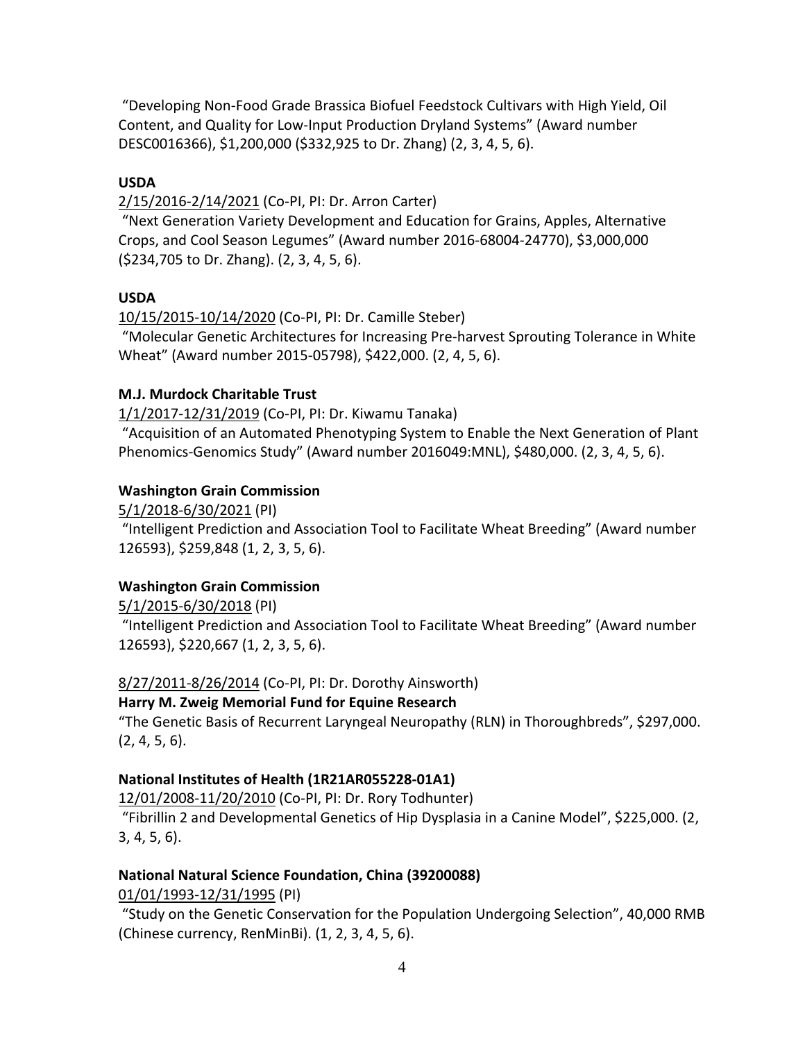"Developing Non-Food Grade Brassica Biofuel Feedstock Cultivars with High Yield, Oil Content, and Quality for Low-Input Production Dryland Systems" (Award number DESC0016366), $1,200,000 ($332,925 to Dr. Zhang) (2, 3, 4, 5, 6).

**USDA**

2/15/2016-2/14/2021 (Co-PI, PI: Dr. Arron Carter)

"Next Generation Variety Development and Education for Grains, Apples, Alternative Crops, and Cool Season Legumes" (Award number 2016-68004-24770), $3,000,000 ($234,705 to Dr. Zhang). (2, 3, 4, 5, 6).

**USDA**

10/15/2015-10/14/2020 (Co-PI, PI: Dr. Camille Steber)

"Molecular Genetic Architectures for Increasing Pre-harvest Sprouting Tolerance in White Wheat" (Award number 2015-05798), $422,000. (2, 4, 5, 6).

**M.J. Murdock Charitable Trust**

1/1/2017-12/31/2019 (Co-PI, PI: Dr. Kiwamu Tanaka)

"Acquisition of an Automated Phenotyping System to Enable the Next Generation of Plant Phenomics-Genomics Study" (Award number 2016049:MNL), $480,000. (2, 3, 4, 5, 6).

**Washington Grain Commission**

5/1/2018-6/30/2021 (PI)

"Intelligent Prediction and Association Tool to Facilitate Wheat Breeding" (Award number 126593), $259,848 (1, 2, 3, 5, 6).

**Washington Grain Commission**

5/1/2015-6/30/2018 (PI)

"Intelligent Prediction and Association Tool to Facilitate Wheat Breeding" (Award number 126593), $220,667 (1, 2, 3, 5, 6).

8/27/2011-8/26/2014 (Co-PI, PI: Dr. Dorothy Ainsworth)

**Harry M. Zweig Memorial Fund for Equine Research**

"The Genetic Basis of Recurrent Laryngeal Neuropathy (RLN) in Thoroughbreds", $297,000. (2, 4, 5, 6).

**National Institutes of Health (1R21AR055228-01A1)**

12/01/2008-11/20/2010 (Co-PI, PI: Dr. Rory Todhunter)

"Fibrillin 2 and Developmental Genetics of Hip Dysplasia in a Canine Model", $225,000. (2, 3, 4, 5, 6).

**National Natural Science Foundation, China (39200088)**

01/01/1993-12/31/1995 (PI)

"Study on the Genetic Conservation for the Population Undergoing Selection", 40,000 RMB (Chinese currency, RenMinBi). (1, 2, 3, 4, 5, 6).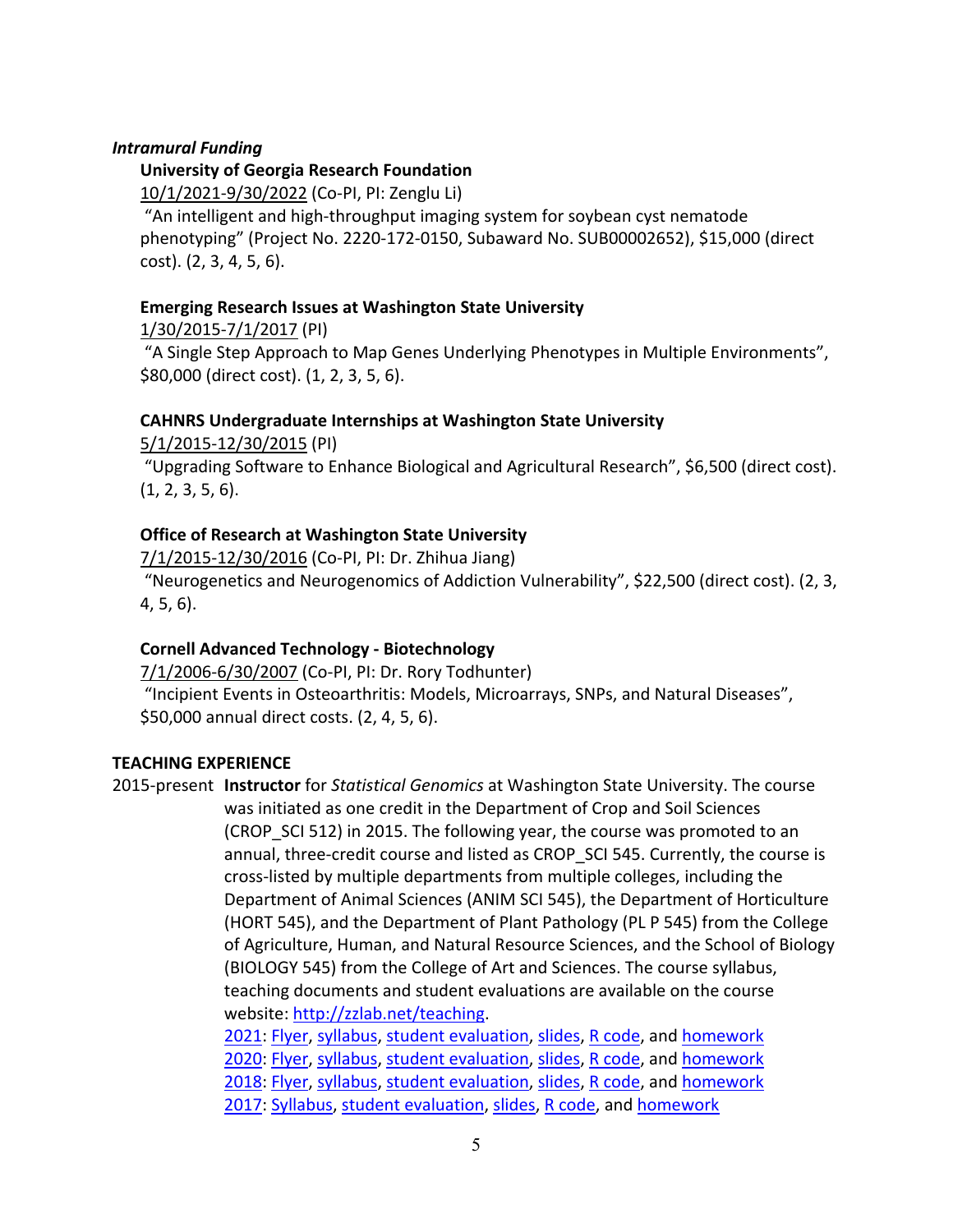***Intramural Funding***

**University of Georgia Research Foundation**

10/1/2021-9/30/2022 (Co-PI, PI: Zenglu Li)

"An intelligent and high-throughput imaging system for soybean cyst nematode phenotyping" (Project No. 2220-172-0150, Subaward No. SUB00002652), $15,000 (direct cost). (2, 3, 4, 5, 6).

**Emerging Research Issues at Washington State University**

1/30/2015-7/1/2017 (PI)

"A Single Step Approach to Map Genes Underlying Phenotypes in Multiple Environments", $80,000 (direct cost). (1, 2, 3, 5, 6).

**CAHNRS Undergraduate Internships at Washington State University**

5/1/2015-12/30/2015 (PI)

"Upgrading Software to Enhance Biological and Agricultural Research", $6,500 (direct cost). (1, 2, 3, 5, 6).

**Office of Research at Washington State University**

7/1/2015-12/30/2016 (Co-PI, PI: Dr. Zhihua Jiang)

"Neurogenetics and Neurogenomics of Addiction Vulnerability", $22,500 (direct cost). (2, 3, 4, 5, 6).

**Cornell Advanced Technology - Biotechnology**

7/1/2006-6/30/2007 (Co-PI, PI: Dr. Rory Todhunter)

"Incipient Events in Osteoarthritis: Models, Microarrays, SNPs, and Natural Diseases", $50,000 annual direct costs. (2, 4, 5, 6).

## TEACHING EXPERIENCE

2015-present **Instructor** for *Statistical Genomics* at Washington State University. The course was initiated as one credit in the Department of Crop and Soil Sciences (CROP_SCI 512) in 2015. The following year, the course was promoted to an annual, three-credit course and listed as CROP_SCI 545. Currently, the course is cross-listed by multiple departments from multiple colleges, including the Department of Animal Sciences (ANIM SCI 545), the Department of Horticulture (HORT 545), and the Department of Plant Pathology (PL P 545) from the College of Agriculture, Human, and Natural Resource Sciences, and the School of Biology (BIOLOGY 545) from the College of Art and Sciences. The course syllabus, teaching documents and student evaluations are available on the course website: http://zzlab.net/teaching.

2021: Flyer, syllabus, student evaluation, slides, R code, and homework
2020: Flyer, syllabus, student evaluation, slides, R code, and homework
2018: Flyer, syllabus, student evaluation, slides, R code, and homework
2017: Syllabus, student evaluation, slides, R code, and homework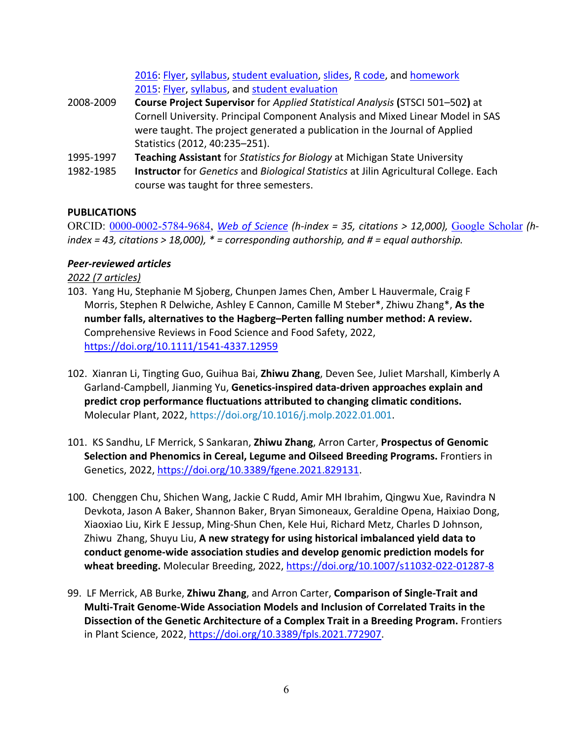2016: Flyer, syllabus, student evaluation, slides, R code, and homework
2015: Flyer, syllabus, and student evaluation

2008-2009 **Course Project Supervisor** for *Applied Statistical Analysis* **(**STSCI 501–502**)** at Cornell University. Principal Component Analysis and Mixed Linear Model in SAS were taught. The project generated a publication in the Journal of Applied Statistics (2012, 40:235–251).

1995-1997 **Teaching Assistant** for *Statistics for Biology* at Michigan State University

1982-1985 **Instructor** for *Genetics* and *Biological Statistics* at Jilin Agricultural College. Each course was taught for three semesters.

**PUBLICATIONS**

ORCID: 0000-0002-5784-9684, *Web of Science (h-index = 35, citations > 12,000),* Google Scholar *(h-index = 43, citations > 18,000), * = corresponding authorship, and # = equal authorship.*

***Peer-reviewed articles***

*2022 (7 articles)*

103. Yang Hu, Stephanie M Sjoberg, Chunpen James Chen, Amber L Hauvermale, Craig F Morris, Stephen R Delwiche, Ashley E Cannon, Camille M Steber*, Zhiwu Zhang*, **As the number falls, alternatives to the Hagberg–Perten falling number method: A review.** Comprehensive Reviews in Food Science and Food Safety, 2022, https://doi.org/10.1111/1541-4337.12959

102. Xianran Li, Tingting Guo, Guihua Bai, **Zhiwu Zhang**, Deven See, Juliet Marshall, Kimberly A Garland-Campbell, Jianming Yu, **Genetics-inspired data-driven approaches explain and predict crop performance fluctuations attributed to changing climatic conditions.** Molecular Plant, 2022, https://doi.org/10.1016/j.molp.2022.01.001.

101. KS Sandhu, LF Merrick, S Sankaran, **Zhiwu Zhang**, Arron Carter, **Prospectus of Genomic Selection and Phenomics in Cereal, Legume and Oilseed Breeding Programs.** Frontiers in Genetics, 2022, https://doi.org/10.3389/fgene.2021.829131.

100. Chenggen Chu, Shichen Wang, Jackie C Rudd, Amir MH Ibrahim, Qingwu Xue, Ravindra N Devkota, Jason A Baker, Shannon Baker, Bryan Simoneaux, Geraldine Opena, Haixiao Dong, Xiaoxiao Liu, Kirk E Jessup, Ming-Shun Chen, Kele Hui, Richard Metz, Charles D Johnson, Zhiwu Zhang, Shuyu Liu, **A new strategy for using historical imbalanced yield data to conduct genome-wide association studies and develop genomic prediction models for wheat breeding.** Molecular Breeding, 2022, https://doi.org/10.1007/s11032-022-01287-8

99. LF Merrick, AB Burke, **Zhiwu Zhang**, and Arron Carter, **Comparison of Single-Trait and Multi-Trait Genome-Wide Association Models and Inclusion of Correlated Traits in the Dissection of the Genetic Architecture of a Complex Trait in a Breeding Program.** Frontiers in Plant Science, 2022, https://doi.org/10.3389/fpls.2021.772907.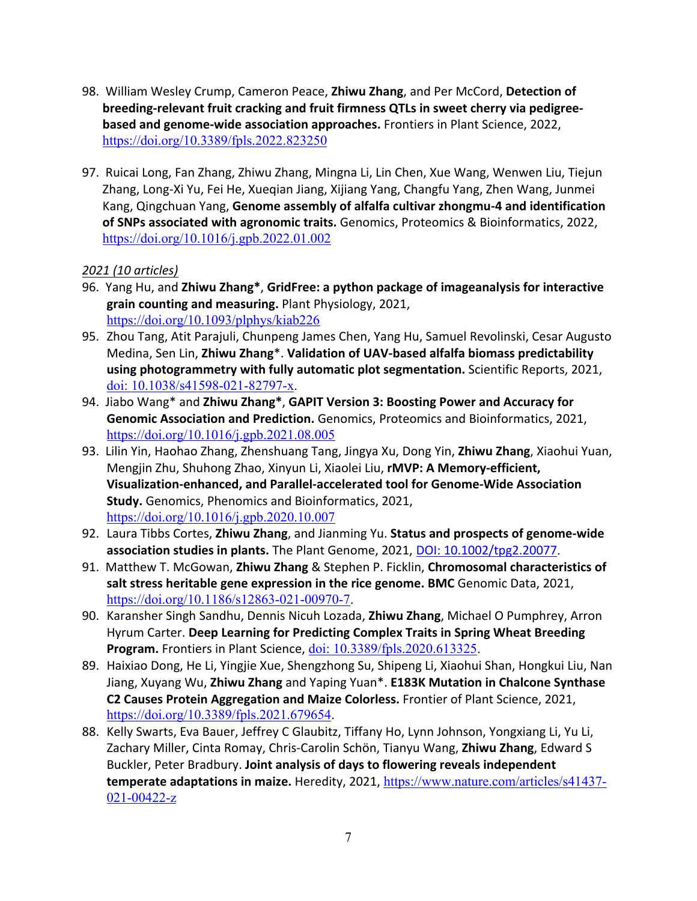98. William Wesley Crump, Cameron Peace, **Zhiwu Zhang**, and Per McCord, **Detection of breeding-relevant fruit cracking and fruit firmness QTLs in sweet cherry via pedigree-based and genome-wide association approaches.** Frontiers in Plant Science, 2022, https://doi.org/10.3389/fpls.2022.823250

97. Ruicai Long, Fan Zhang, Zhiwu Zhang, Mingna Li, Lin Chen, Xue Wang, Wenwen Liu, Tiejun Zhang, Long-Xi Yu, Fei He, Xueqian Jiang, Xijiang Yang, Changfu Yang, Zhen Wang, Junmei Kang, Qingchuan Yang, **Genome assembly of alfalfa cultivar zhongmu-4 and identification of SNPs associated with agronomic traits.** Genomics, Proteomics & Bioinformatics, 2022, https://doi.org/10.1016/j.gpb.2022.01.002

*2021 (10 articles)*

96. Yang Hu, and **Zhiwu Zhang***, **GridFree: a python package of imageanalysis for interactive grain counting and measuring.** Plant Physiology, 2021, https://doi.org/10.1093/plphys/kiab226
95. Zhou Tang, Atit Parajuli, Chunpeng James Chen, Yang Hu, Samuel Revolinski, Cesar Augusto Medina, Sen Lin, **Zhiwu Zhang***. **Validation of UAV-based alfalfa biomass predictability using photogrammetry with fully automatic plot segmentation.** Scientific Reports, 2021, doi: 10.1038/s41598-021-82797-x.
94. Jiabo Wang* and **Zhiwu Zhang***, **GAPIT Version 3: Boosting Power and Accuracy for Genomic Association and Prediction.** Genomics, Proteomics and Bioinformatics, 2021, https://doi.org/10.1016/j.gpb.2021.08.005
93. Lilin Yin, Haohao Zhang, Zhenshuang Tang, Jingya Xu, Dong Yin, **Zhiwu Zhang**, Xiaohui Yuan, Mengjin Zhu, Shuhong Zhao, Xinyun Li, Xiaolei Liu, **rMVP: A Memory-efficient, Visualization-enhanced, and Parallel-accelerated tool for Genome-Wide Association Study.** Genomics, Phenomics and Bioinformatics, 2021, https://doi.org/10.1016/j.gpb.2020.10.007
92. Laura Tibbs Cortes, **Zhiwu Zhang**, and Jianming Yu. **Status and prospects of genome-wide association studies in plants.** The Plant Genome, 2021, DOI: 10.1002/tpg2.20077.
91. Matthew T. McGowan, **Zhiwu Zhang** & Stephen P. Ficklin, **Chromosomal characteristics of salt stress heritable gene expression in the rice genome. BMC** Genomic Data, 2021, https://doi.org/10.1186/s12863-021-00970-7.
90. Karansher Singh Sandhu, Dennis Nicuh Lozada, **Zhiwu Zhang**, Michael O Pumphrey, Arron Hyrum Carter. **Deep Learning for Predicting Complex Traits in Spring Wheat Breeding Program.** Frontiers in Plant Science, doi: 10.3389/fpls.2020.613325.
89. Haixiao Dong, He Li, Yingjie Xue, Shengzhong Su, Shipeng Li, Xiaohui Shan, Hongkui Liu, Nan Jiang, Xuyang Wu, **Zhiwu Zhang** and Yaping Yuan*. **E183K Mutation in Chalcone Synthase C2 Causes Protein Aggregation and Maize Colorless.** Frontier of Plant Science, 2021, https://doi.org/10.3389/fpls.2021.679654.
88. Kelly Swarts, Eva Bauer, Jeffrey C Glaubitz, Tiffany Ho, Lynn Johnson, Yongxiang Li, Yu Li, Zachary Miller, Cinta Romay, Chris-Carolin Schön, Tianyu Wang, **Zhiwu Zhang**, Edward S Buckler, Peter Bradbury. **Joint analysis of days to flowering reveals independent temperate adaptations in maize.** Heredity, 2021, https://www.nature.com/articles/s41437-021-00422-z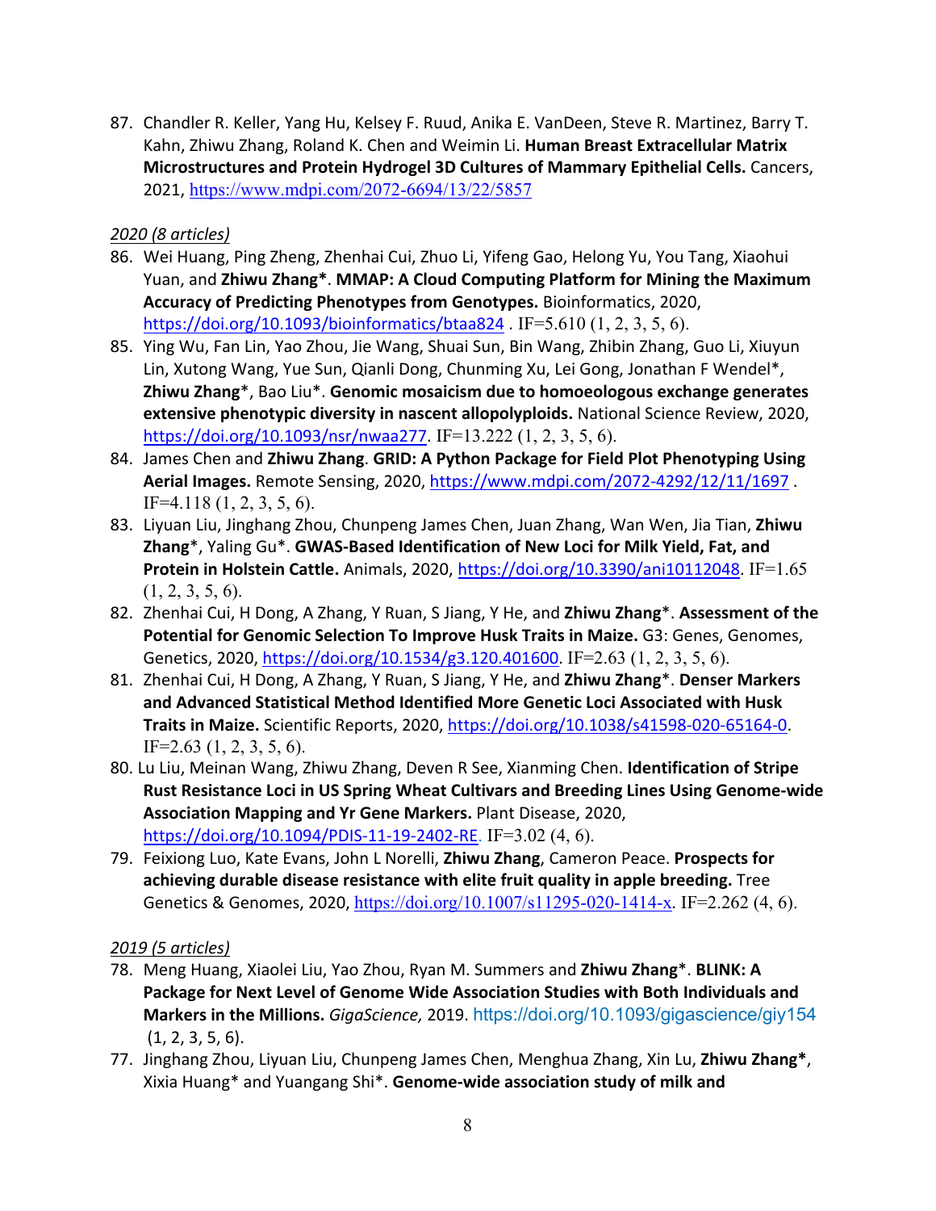87. Chandler R. Keller, Yang Hu, Kelsey F. Ruud, Anika E. VanDeen, Steve R. Martinez, Barry T. Kahn, Zhiwu Zhang, Roland K. Chen and Weimin Li. **Human Breast Extracellular Matrix Microstructures and Protein Hydrogel 3D Cultures of Mammary Epithelial Cells.** Cancers, 2021, https://www.mdpi.com/2072-6694/13/22/5857

*2020 (8 articles)*

86. Wei Huang, Ping Zheng, Zhenhai Cui, Zhuo Li, Yifeng Gao, Helong Yu, You Tang, Xiaohui Yuan, and **Zhiwu Zhang***. **MMAP: A Cloud Computing Platform for Mining the Maximum Accuracy of Predicting Phenotypes from Genotypes.** Bioinformatics, 2020, https://doi.org/10.1093/bioinformatics/btaa824 . IF=5.610 (1, 2, 3, 5, 6).
85. Ying Wu, Fan Lin, Yao Zhou, Jie Wang, Shuai Sun, Bin Wang, Zhibin Zhang, Guo Li, Xiuyun Lin, Xutong Wang, Yue Sun, Qianli Dong, Chunming Xu, Lei Gong, Jonathan F Wendel*, **Zhiwu Zhang***, Bao Liu*. **Genomic mosaicism due to homoeologous exchange generates extensive phenotypic diversity in nascent allopolyploids.** National Science Review, 2020, https://doi.org/10.1093/nsr/nwaa277. IF=13.222 (1, 2, 3, 5, 6).
84. James Chen and **Zhiwu Zhang**. **GRID: A Python Package for Field Plot Phenotyping Using Aerial Images.** Remote Sensing, 2020, https://www.mdpi.com/2072-4292/12/11/1697 . IF=4.118 (1, 2, 3, 5, 6).
83. Liyuan Liu, Jinghang Zhou, Chunpeng James Chen, Juan Zhang, Wan Wen, Jia Tian, **Zhiwu Zhang***, Yaling Gu*. **GWAS-Based Identification of New Loci for Milk Yield, Fat, and Protein in Holstein Cattle.** Animals, 2020, https://doi.org/10.3390/ani10112048. IF=1.65 (1, 2, 3, 5, 6).
82. Zhenhai Cui, H Dong, A Zhang, Y Ruan, S Jiang, Y He, and **Zhiwu Zhang***. **Assessment of the Potential for Genomic Selection To Improve Husk Traits in Maize.** G3: Genes, Genomes, Genetics, 2020, https://doi.org/10.1534/g3.120.401600. IF=2.63 (1, 2, 3, 5, 6).
81. Zhenhai Cui, H Dong, A Zhang, Y Ruan, S Jiang, Y He, and **Zhiwu Zhang***. **Denser Markers and Advanced Statistical Method Identified More Genetic Loci Associated with Husk Traits in Maize.** Scientific Reports, 2020, https://doi.org/10.1038/s41598-020-65164-0. IF=2.63 (1, 2, 3, 5, 6).
80. Lu Liu, Meinan Wang, Zhiwu Zhang, Deven R See, Xianming Chen. **Identification of Stripe Rust Resistance Loci in US Spring Wheat Cultivars and Breeding Lines Using Genome-wide Association Mapping and Yr Gene Markers.** Plant Disease, 2020, https://doi.org/10.1094/PDIS-11-19-2402-RE. IF=3.02 (4, 6).
79. Feixiong Luo, Kate Evans, John L Norelli, **Zhiwu Zhang**, Cameron Peace. **Prospects for achieving durable disease resistance with elite fruit quality in apple breeding.** Tree Genetics & Genomes, 2020, https://doi.org/10.1007/s11295-020-1414-x. IF=2.262 (4, 6).

*2019 (5 articles)*

78. Meng Huang, Xiaolei Liu, Yao Zhou, Ryan M. Summers and **Zhiwu Zhang***. **BLINK: A Package for Next Level of Genome Wide Association Studies with Both Individuals and Markers in the Millions.** *GigaScience,* 2019. https://doi.org/10.1093/gigascience/giy154 (1, 2, 3, 5, 6).
77. Jinghang Zhou, Liyuan Liu, Chunpeng James Chen, Menghua Zhang, Xin Lu, **Zhiwu Zhang***, Xixia Huang* and Yuangang Shi*. **Genome-wide association study of milk and**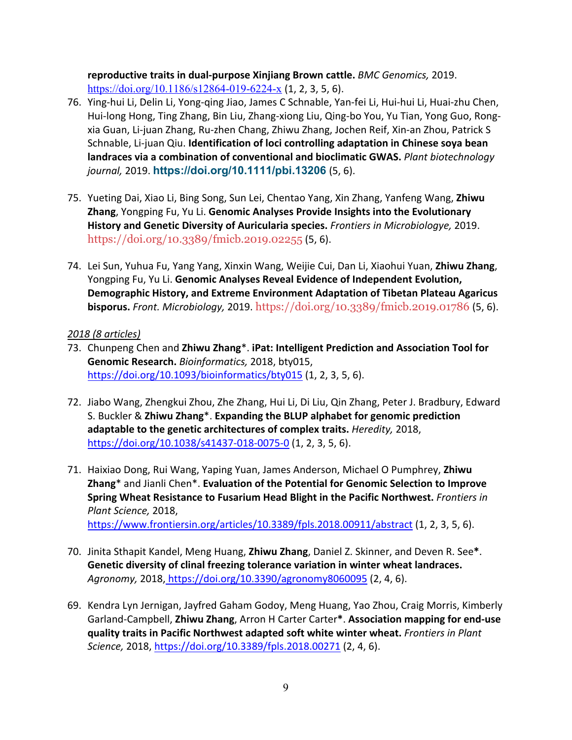**reproductive traits in dual-purpose Xinjiang Brown cattle.** *BMC Genomics,* 2019. https://doi.org/10.1186/s12864-019-6224-x (1, 2, 3, 5, 6).

76. Ying-hui Li, Delin Li, Yong-qing Jiao, James C Schnable, Yan-fei Li, Hui-hui Li, Huai-zhu Chen, Hui-long Hong, Ting Zhang, Bin Liu, Zhang-xiong Liu, Qing-bo You, Yu Tian, Yong Guo, Rong-xia Guan, Li-juan Zhang, Ru-zhen Chang, Zhiwu Zhang, Jochen Reif, Xin-an Zhou, Patrick S Schnable, Li-juan Qiu. **Identification of loci controlling adaptation in Chinese soya bean landraces via a combination of conventional and bioclimatic GWAS.** *Plant biotechnology journal,* 2019. **https://doi.org/10.1111/pbi.13206** (5, 6).

75. Yueting Dai, Xiao Li, Bing Song, Sun Lei, Chentao Yang, Xin Zhang, Yanfeng Wang, **Zhiwu Zhang**, Yongping Fu, Yu Li. **Genomic Analyses Provide Insights into the Evolutionary History and Genetic Diversity of Auricularia species.** *Frontiers in Microbiologye,* 2019. https://doi.org/10.3389/fmicb.2019.02255 (5, 6).

74. Lei Sun, Yuhua Fu, Yang Yang, Xinxin Wang, Weijie Cui, Dan Li, Xiaohui Yuan, **Zhiwu Zhang**, Yongping Fu, Yu Li. **Genomic Analyses Reveal Evidence of Independent Evolution, Demographic History, and Extreme Environment Adaptation of Tibetan Plateau Agaricus bisporus.** *Front. Microbiology,* 2019. https://doi.org/10.3389/fmicb.2019.01786 (5, 6).

*2018 (8 articles)*

73. Chunpeng Chen and **Zhiwu Zhang***. **iPat: Intelligent Prediction and Association Tool for Genomic Research.** *Bioinformatics,* 2018, bty015, https://doi.org/10.1093/bioinformatics/bty015 (1, 2, 3, 5, 6).

72. Jiabo Wang, Zhengkui Zhou, Zhe Zhang, Hui Li, Di Liu, Qin Zhang, Peter J. Bradbury, Edward S. Buckler & **Zhiwu Zhang***. **Expanding the BLUP alphabet for genomic prediction adaptable to the genetic architectures of complex traits.** *Heredity,* 2018, https://doi.org/10.1038/s41437-018-0075-0 (1, 2, 3, 5, 6).

71. Haixiao Dong, Rui Wang, Yaping Yuan, James Anderson, Michael O Pumphrey, **Zhiwu Zhang*** and Jianli Chen*. **Evaluation of the Potential for Genomic Selection to Improve Spring Wheat Resistance to Fusarium Head Blight in the Pacific Northwest.** *Frontiers in Plant Science,* 2018, https://www.frontiersin.org/articles/10.3389/fpls.2018.00911/abstract (1, 2, 3, 5, 6).

70. Jinita Sthapit Kandel, Meng Huang, **Zhiwu Zhang**, Daniel Z. Skinner, and Deven R. See*. **Genetic diversity of clinal freezing tolerance variation in winter wheat landraces.** *Agronomy,* 2018, https://doi.org/10.3390/agronomy8060095 (2, 4, 6).

69. Kendra Lyn Jernigan, Jayfred Gaham Godoy, Meng Huang, Yao Zhou, Craig Morris, Kimberly Garland-Campbell, **Zhiwu Zhang**, Arron H Carter Carter*. **Association mapping for end-use quality traits in Pacific Northwest adapted soft white winter wheat.** *Frontiers in Plant Science,* 2018, https://doi.org/10.3389/fpls.2018.00271 (2, 4, 6).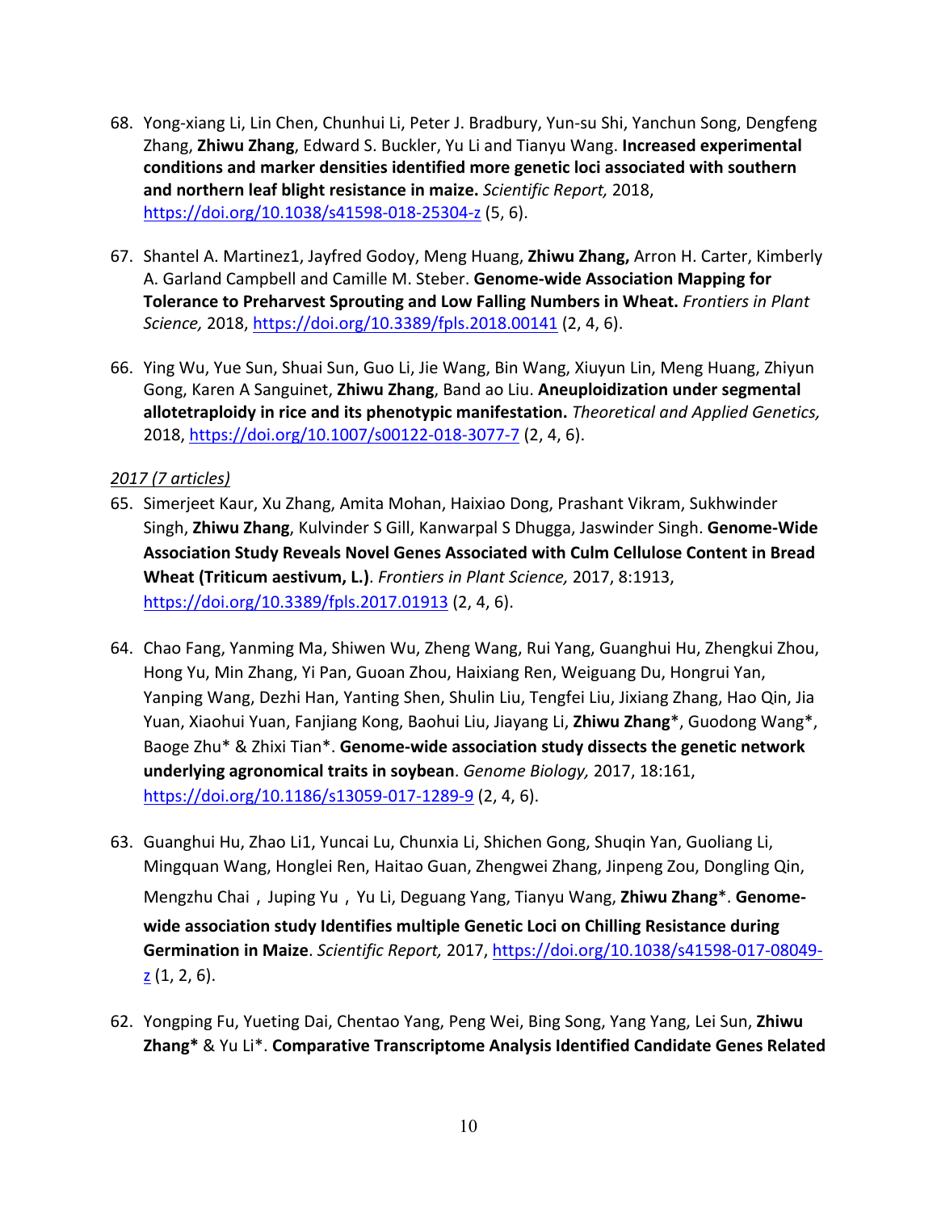68. Yong-xiang Li, Lin Chen, Chunhui Li, Peter J. Bradbury, Yun-su Shi, Yanchun Song, Dengfeng Zhang, **Zhiwu Zhang**, Edward S. Buckler, Yu Li and Tianyu Wang. **Increased experimental conditions and marker densities identified more genetic loci associated with southern and northern leaf blight resistance in maize.** *Scientific Report,* 2018, https://doi.org/10.1038/s41598-018-25304-z (5, 6).

67. Shantel A. Martinez1, Jayfred Godoy, Meng Huang, **Zhiwu Zhang,** Arron H. Carter, Kimberly A. Garland Campbell and Camille M. Steber. **Genome-wide Association Mapping for Tolerance to Preharvest Sprouting and Low Falling Numbers in Wheat.** *Frontiers in Plant Science,* 2018, https://doi.org/10.3389/fpls.2018.00141 (2, 4, 6).

66. Ying Wu, Yue Sun, Shuai Sun, Guo Li, Jie Wang, Bin Wang, Xiuyun Lin, Meng Huang, Zhiyun Gong, Karen A Sanguinet, **Zhiwu Zhang**, Band ao Liu. **Aneuploidization under segmental allotetraploidy in rice and its phenotypic manifestation.** *Theoretical and Applied Genetics,* 2018, https://doi.org/10.1007/s00122-018-3077-7 (2, 4, 6).

*2017 (7 articles)*

65. Simerjeet Kaur, Xu Zhang, Amita Mohan, Haixiao Dong, Prashant Vikram, Sukhwinder Singh, **Zhiwu Zhang**, Kulvinder S Gill, Kanwarpal S Dhugga, Jaswinder Singh. **Genome-Wide Association Study Reveals Novel Genes Associated with Culm Cellulose Content in Bread Wheat (Triticum aestivum, L.)**. *Frontiers in Plant Science,* 2017, 8:1913, https://doi.org/10.3389/fpls.2017.01913 (2, 4, 6).

64. Chao Fang, Yanming Ma, Shiwen Wu, Zheng Wang, Rui Yang, Guanghui Hu, Zhengkui Zhou, Hong Yu, Min Zhang, Yi Pan, Guoan Zhou, Haixiang Ren, Weiguang Du, Hongrui Yan, Yanping Wang, Dezhi Han, Yanting Shen, Shulin Liu, Tengfei Liu, Jixiang Zhang, Hao Qin, Jia Yuan, Xiaohui Yuan, Fanjiang Kong, Baohui Liu, Jiayang Li, **Zhiwu Zhang**\*, Guodong Wang\*, Baoge Zhu\* & Zhixi Tian\*. **Genome-wide association study dissects the genetic network underlying agronomical traits in soybean**. *Genome Biology,* 2017, 18:161, https://doi.org/10.1186/s13059-017-1289-9 (2, 4, 6).

63. Guanghui Hu, Zhao Li1, Yuncai Lu, Chunxia Li, Shichen Gong, Shuqin Yan, Guoliang Li, Mingquan Wang, Honglei Ren, Haitao Guan, Zhengwei Zhang, Jinpeng Zou, Dongling Qin, Mengzhu Chai，Juping Yu，Yu Li, Deguang Yang, Tianyu Wang, **Zhiwu Zhang**\*. **Genome-wide association study Identifies multiple Genetic Loci on Chilling Resistance during Germination in Maize**. *Scientific Report,* 2017, https://doi.org/10.1038/s41598-017-08049-z (1, 2, 6).

62. Yongping Fu, Yueting Dai, Chentao Yang, Peng Wei, Bing Song, Yang Yang, Lei Sun, **Zhiwu Zhang\*** & Yu Li\*. **Comparative Transcriptome Analysis Identified Candidate Genes Related**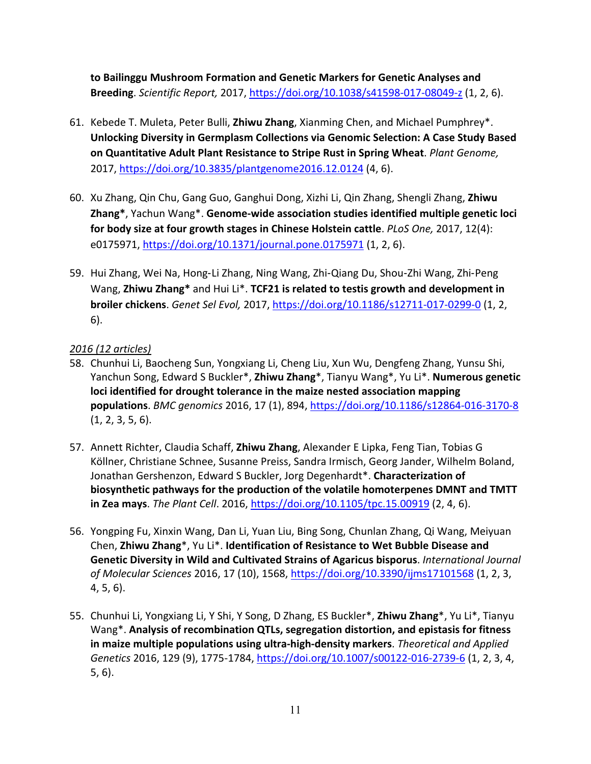**to Bailinggu Mushroom Formation and Genetic Markers for Genetic Analyses and Breeding**. *Scientific Report,* 2017, https://doi.org/10.1038/s41598-017-08049-z (1, 2, 6).

61. Kebede T. Muleta, Peter Bulli, **Zhiwu Zhang**, Xianming Chen, and Michael Pumphrey*. **Unlocking Diversity in Germplasm Collections via Genomic Selection: A Case Study Based on Quantitative Adult Plant Resistance to Stripe Rust in Spring Wheat**. *Plant Genome,* 2017, https://doi.org/10.3835/plantgenome2016.12.0124 (4, 6).

60. Xu Zhang, Qin Chu, Gang Guo, Ganghui Dong, Xizhi Li, Qin Zhang, Shengli Zhang, **Zhiwu Zhang***, Yachun Wang*. **Genome-wide association studies identified multiple genetic loci for body size at four growth stages in Chinese Holstein cattle**. *PLoS One,* 2017, 12(4): e0175971, https://doi.org/10.1371/journal.pone.0175971 (1, 2, 6).

59. Hui Zhang, Wei Na, Hong-Li Zhang, Ning Wang, Zhi-Qiang Du, Shou-Zhi Wang, Zhi-Peng Wang, **Zhiwu Zhang*** and Hui Li*. **TCF21 is related to testis growth and development in broiler chickens**. *Genet Sel Evol,* 2017, https://doi.org/10.1186/s12711-017-0299-0 (1, 2, 6).

*2016 (12 articles)*

58. Chunhui Li, Baocheng Sun, Yongxiang Li, Cheng Liu, Xun Wu, Dengfeng Zhang, Yunsu Shi, Yanchun Song, Edward S Buckler*, **Zhiwu Zhang***, Tianyu Wang*, Yu Li*. **Numerous genetic loci identified for drought tolerance in the maize nested association mapping populations**. *BMC genomics* 2016, 17 (1), 894, https://doi.org/10.1186/s12864-016-3170-8 (1, 2, 3, 5, 6).

57. Annett Richter, Claudia Schaff, **Zhiwu Zhang**, Alexander E Lipka, Feng Tian, Tobias G Köllner, Christiane Schnee, Susanne Preiss, Sandra Irmisch, Georg Jander, Wilhelm Boland, Jonathan Gershenzon, Edward S Buckler, Jorg Degenhardt*. **Characterization of biosynthetic pathways for the production of the volatile homoterpenes DMNT and TMTT in Zea mays**. *The Plant Cell*. 2016, https://doi.org/10.1105/tpc.15.00919 (2, 4, 6).

56. Yongping Fu, Xinxin Wang, Dan Li, Yuan Liu, Bing Song, Chunlan Zhang, Qi Wang, Meiyuan Chen, **Zhiwu Zhang***, Yu Li*. **Identification of Resistance to Wet Bubble Disease and Genetic Diversity in Wild and Cultivated Strains of Agaricus bisporus**. *International Journal of Molecular Sciences* 2016, 17 (10), 1568, https://doi.org/10.3390/ijms17101568 (1, 2, 3, 4, 5, 6).

55. Chunhui Li, Yongxiang Li, Y Shi, Y Song, D Zhang, ES Buckler*, **Zhiwu Zhang***, Yu Li*, Tianyu Wang*. **Analysis of recombination QTLs, segregation distortion, and epistasis for fitness in maize multiple populations using ultra-high-density markers**. *Theoretical and Applied Genetics* 2016, 129 (9), 1775-1784, https://doi.org/10.1007/s00122-016-2739-6 (1, 2, 3, 4, 5, 6).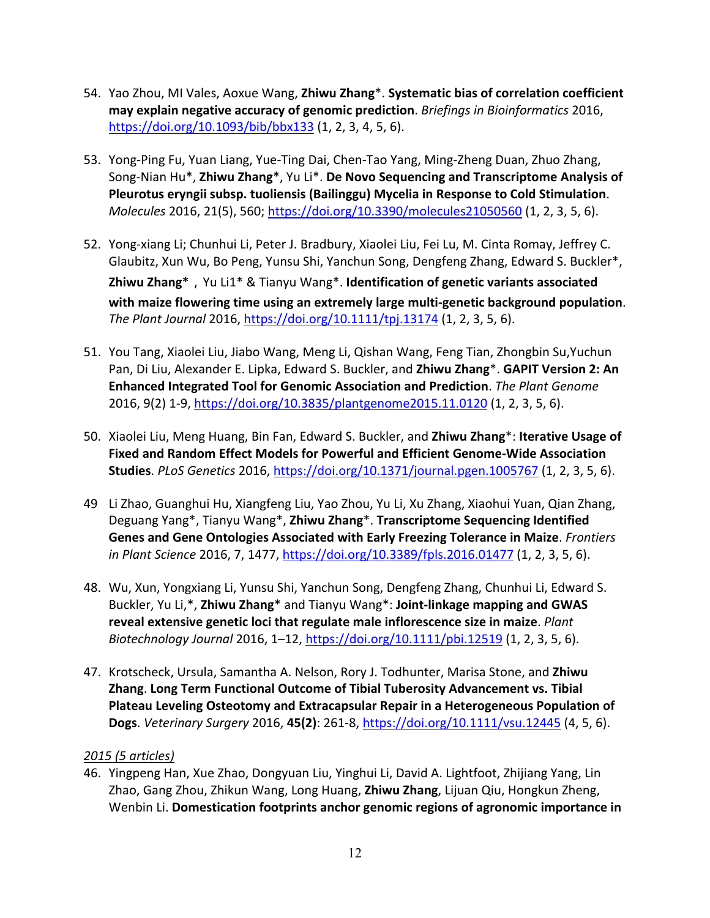54. Yao Zhou, MI Vales, Aoxue Wang, **Zhiwu Zhang***. **Systematic bias of correlation coefficient may explain negative accuracy of genomic prediction**. *Briefings in Bioinformatics* 2016, https://doi.org/10.1093/bib/bbx133 (1, 2, 3, 4, 5, 6).

53. Yong-Ping Fu, Yuan Liang, Yue-Ting Dai, Chen-Tao Yang, Ming-Zheng Duan, Zhuo Zhang, Song-Nian Hu*, **Zhiwu Zhang***, Yu Li*. **De Novo Sequencing and Transcriptome Analysis of Pleurotus eryngii subsp. tuoliensis (Bailinggu) Mycelia in Response to Cold Stimulation**. *Molecules* 2016, 21(5), 560; https://doi.org/10.3390/molecules21050560 (1, 2, 3, 5, 6).

52. Yong-xiang Li; Chunhui Li, Peter J. Bradbury, Xiaolei Liu, Fei Lu, M. Cinta Romay, Jeffrey C. Glaubitz, Xun Wu, Bo Peng, Yunsu Shi, Yanchun Song, Dengfeng Zhang, Edward S. Buckler*, **Zhiwu Zhang***, Yu Li1* & Tianyu Wang*. **Identification of genetic variants associated with maize flowering time using an extremely large multi-genetic background population**. *The Plant Journal* 2016, https://doi.org/10.1111/tpj.13174 (1, 2, 3, 5, 6).

51. You Tang, Xiaolei Liu, Jiabo Wang, Meng Li, Qishan Wang, Feng Tian, Zhongbin Su,Yuchun Pan, Di Liu, Alexander E. Lipka, Edward S. Buckler, and **Zhiwu Zhang***. **GAPIT Version 2: An Enhanced Integrated Tool for Genomic Association and Prediction**. *The Plant Genome* 2016, 9(2) 1-9, https://doi.org/10.3835/plantgenome2015.11.0120 (1, 2, 3, 5, 6).

50. Xiaolei Liu, Meng Huang, Bin Fan, Edward S. Buckler, and **Zhiwu Zhang***: **Iterative Usage of Fixed and Random Effect Models for Powerful and Efficient Genome-Wide Association Studies**. *PLoS Genetics* 2016, https://doi.org/10.1371/journal.pgen.1005767 (1, 2, 3, 5, 6).

49 Li Zhao, Guanghui Hu, Xiangfeng Liu, Yao Zhou, Yu Li, Xu Zhang, Xiaohui Yuan, Qian Zhang, Deguang Yang*, Tianyu Wang*, **Zhiwu Zhang***. **Transcriptome Sequencing Identified Genes and Gene Ontologies Associated with Early Freezing Tolerance in Maize**. *Frontiers in Plant Science* 2016, 7, 1477, https://doi.org/10.3389/fpls.2016.01477 (1, 2, 3, 5, 6).

48. Wu, Xun, Yongxiang Li, Yunsu Shi, Yanchun Song, Dengfeng Zhang, Chunhui Li, Edward S. Buckler, Yu Li,*, **Zhiwu Zhang*** and Tianyu Wang*: **Joint-linkage mapping and GWAS reveal extensive genetic loci that regulate male inflorescence size in maize**. *Plant Biotechnology Journal* 2016, 1–12, https://doi.org/10.1111/pbi.12519 (1, 2, 3, 5, 6).

47. Krotscheck, Ursula, Samantha A. Nelson, Rory J. Todhunter, Marisa Stone, and **Zhiwu Zhang**. **Long Term Functional Outcome of Tibial Tuberosity Advancement vs. Tibial Plateau Leveling Osteotomy and Extracapsular Repair in a Heterogeneous Population of Dogs**. *Veterinary Surgery* 2016, **45(2)**: 261-8, https://doi.org/10.1111/vsu.12445 (4, 5, 6).

*2015 (5 articles)*

46. Yingpeng Han, Xue Zhao, Dongyuan Liu, Yinghui Li, David A. Lightfoot, Zhijiang Yang, Lin Zhao, Gang Zhou, Zhikun Wang, Long Huang, **Zhiwu Zhang**, Lijuan Qiu, Hongkun Zheng, Wenbin Li. **Domestication footprints anchor genomic regions of agronomic importance in**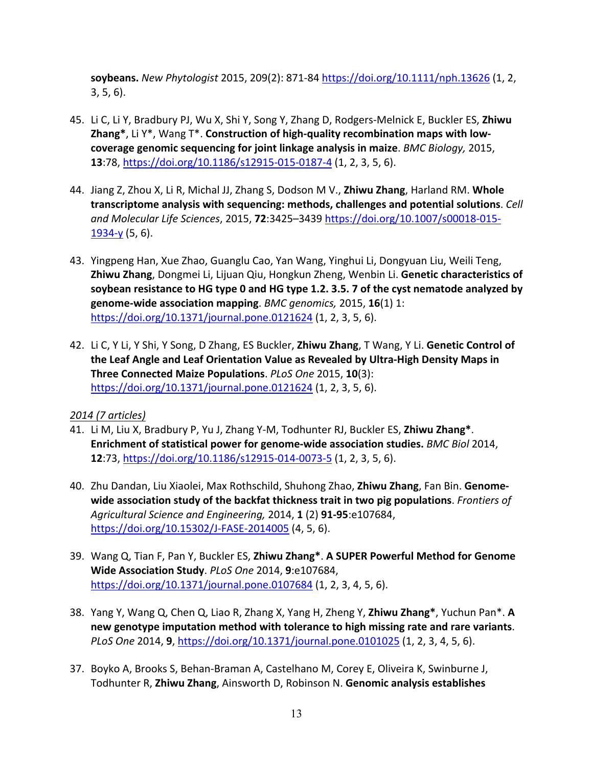**soybeans.** *New Phytologist* 2015, 209(2): 871-84 https://doi.org/10.1111/nph.13626 (1, 2, 3, 5, 6).

45. Li C, Li Y, Bradbury PJ, Wu X, Shi Y, Song Y, Zhang D, Rodgers-Melnick E, Buckler ES, **Zhiwu Zhang***, Li Y*, Wang T*. **Construction of high-quality recombination maps with low-coverage genomic sequencing for joint linkage analysis in maize**. *BMC Biology,* 2015, **13**:78, https://doi.org/10.1186/s12915-015-0187-4 (1, 2, 3, 5, 6).

44. Jiang Z, Zhou X, Li R, Michal JJ, Zhang S, Dodson M V., **Zhiwu Zhang**, Harland RM. **Whole transcriptome analysis with sequencing: methods, challenges and potential solutions**. *Cell and Molecular Life Sciences*, 2015, **72**:3425–3439 https://doi.org/10.1007/s00018-015-1934-y (5, 6).

43. Yingpeng Han, Xue Zhao, Guanglu Cao, Yan Wang, Yinghui Li, Dongyuan Liu, Weili Teng, **Zhiwu Zhang**, Dongmei Li, Lijuan Qiu, Hongkun Zheng, Wenbin Li. **Genetic characteristics of soybean resistance to HG type 0 and HG type 1.2. 3.5. 7 of the cyst nematode analyzed by genome-wide association mapping**. *BMC genomics,* 2015, **16**(1) 1: https://doi.org/10.1371/journal.pone.0121624 (1, 2, 3, 5, 6).

42. Li C, Y Li, Y Shi, Y Song, D Zhang, ES Buckler, **Zhiwu Zhang**, T Wang, Y Li. **Genetic Control of the Leaf Angle and Leaf Orientation Value as Revealed by Ultra-High Density Maps in Three Connected Maize Populations**. *PLoS One* 2015, **10**(3): https://doi.org/10.1371/journal.pone.0121624 (1, 2, 3, 5, 6).

*2014 (7 articles)*

41. Li M, Liu X, Bradbury P, Yu J, Zhang Y-M, Todhunter RJ, Buckler ES, **Zhiwu Zhang***. **Enrichment of statistical power for genome-wide association studies.** *BMC Biol* 2014, **12**:73, https://doi.org/10.1186/s12915-014-0073-5 (1, 2, 3, 5, 6).

40. Zhu Dandan, Liu Xiaolei, Max Rothschild, Shuhong Zhao, **Zhiwu Zhang**, Fan Bin. **Genome-wide association study of the backfat thickness trait in two pig populations**. *Frontiers of Agricultural Science and Engineering,* 2014, **1** (2) **91-95**:e107684, https://doi.org/10.15302/J-FASE-2014005 (4, 5, 6).

39. Wang Q, Tian F, Pan Y, Buckler ES, **Zhiwu Zhang***. **A SUPER Powerful Method for Genome Wide Association Study**. *PLoS One* 2014, **9**:e107684, https://doi.org/10.1371/journal.pone.0107684 (1, 2, 3, 4, 5, 6).

38. Yang Y, Wang Q, Chen Q, Liao R, Zhang X, Yang H, Zheng Y, **Zhiwu Zhang***, Yuchun Pan*. **A new genotype imputation method with tolerance to high missing rate and rare variants**. *PLoS One* 2014, **9**, https://doi.org/10.1371/journal.pone.0101025 (1, 2, 3, 4, 5, 6).

37. Boyko A, Brooks S, Behan-Braman A, Castelhano M, Corey E, Oliveira K, Swinburne J, Todhunter R, **Zhiwu Zhang**, Ainsworth D, Robinson N. **Genomic analysis establishes**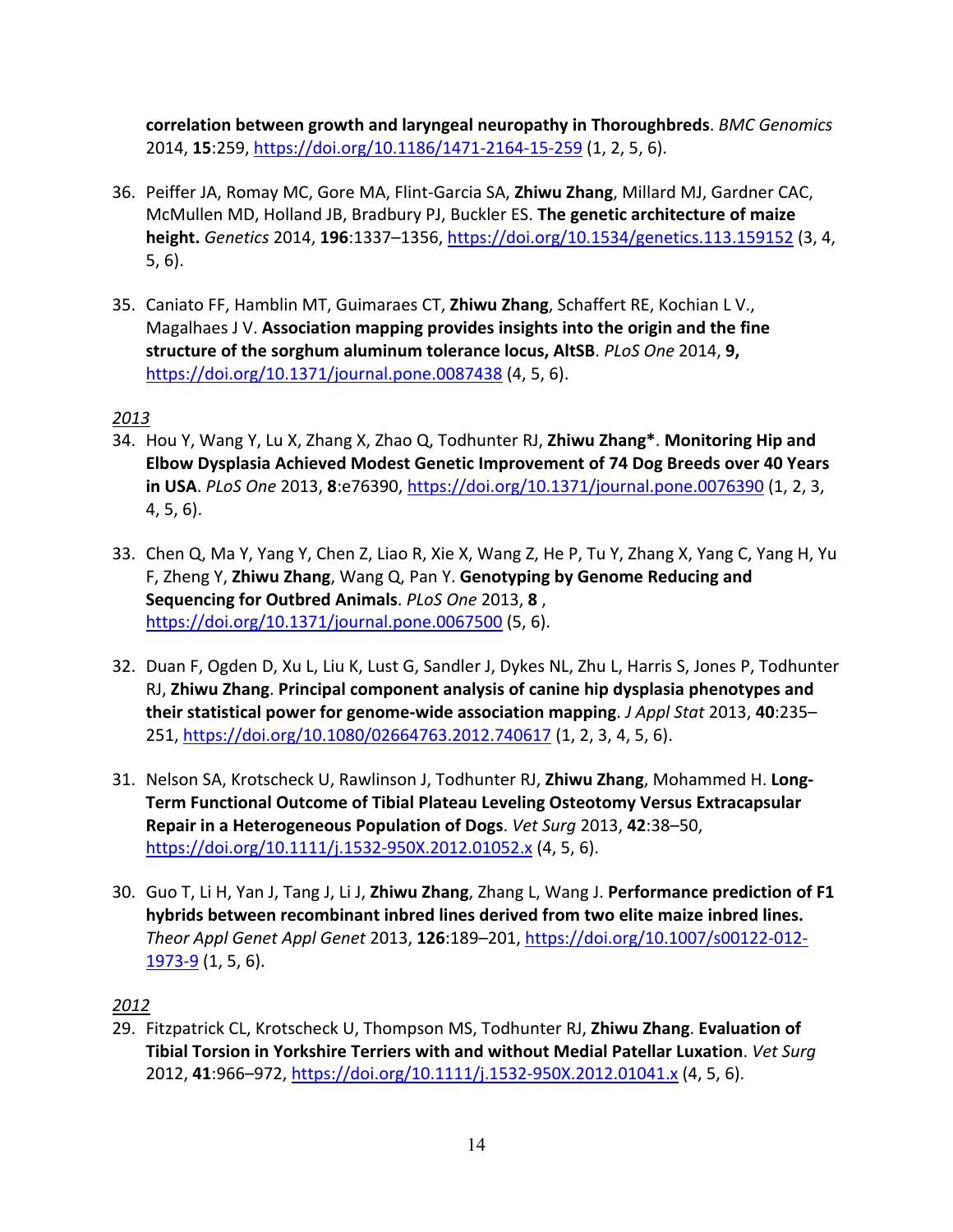**correlation between growth and laryngeal neuropathy in Thoroughbreds**. *BMC Genomics* 2014, **15**:259, https://doi.org/10.1186/1471-2164-15-259 (1, 2, 5, 6).

36. Peiffer JA, Romay MC, Gore MA, Flint-Garcia SA, **Zhiwu Zhang**, Millard MJ, Gardner CAC, McMullen MD, Holland JB, Bradbury PJ, Buckler ES. **The genetic architecture of maize height.** *Genetics* 2014, **196**:1337–1356, https://doi.org/10.1534/genetics.113.159152 (3, 4, 5, 6).

35. Caniato FF, Hamblin MT, Guimaraes CT, **Zhiwu Zhang**, Schaffert RE, Kochian L V., Magalhaes J V. **Association mapping provides insights into the origin and the fine structure of the sorghum aluminum tolerance locus, AltSB**. *PLoS One* 2014, **9,** https://doi.org/10.1371/journal.pone.0087438 (4, 5, 6).

*2013*

34. Hou Y, Wang Y, Lu X, Zhang X, Zhao Q, Todhunter RJ, **Zhiwu Zhang***. **Monitoring Hip and Elbow Dysplasia Achieved Modest Genetic Improvement of 74 Dog Breeds over 40 Years in USA**. *PLoS One* 2013, **8**:e76390, https://doi.org/10.1371/journal.pone.0076390 (1, 2, 3, 4, 5, 6).

33. Chen Q, Ma Y, Yang Y, Chen Z, Liao R, Xie X, Wang Z, He P, Tu Y, Zhang X, Yang C, Yang H, Yu F, Zheng Y, **Zhiwu Zhang**, Wang Q, Pan Y. **Genotyping by Genome Reducing and Sequencing for Outbred Animals**. *PLoS One* 2013, **8** , https://doi.org/10.1371/journal.pone.0067500 (5, 6).

32. Duan F, Ogden D, Xu L, Liu K, Lust G, Sandler J, Dykes NL, Zhu L, Harris S, Jones P, Todhunter RJ, **Zhiwu Zhang**. **Principal component analysis of canine hip dysplasia phenotypes and their statistical power for genome-wide association mapping**. *J Appl Stat* 2013, **40**:235–251, https://doi.org/10.1080/02664763.2012.740617 (1, 2, 3, 4, 5, 6).

31. Nelson SA, Krotscheck U, Rawlinson J, Todhunter RJ, **Zhiwu Zhang**, Mohammed H. **Long-Term Functional Outcome of Tibial Plateau Leveling Osteotomy Versus Extracapsular Repair in a Heterogeneous Population of Dogs**. *Vet Surg* 2013, **42**:38–50, https://doi.org/10.1111/j.1532-950X.2012.01052.x (4, 5, 6).

30. Guo T, Li H, Yan J, Tang J, Li J, **Zhiwu Zhang**, Zhang L, Wang J. **Performance prediction of F1 hybrids between recombinant inbred lines derived from two elite maize inbred lines.** *Theor Appl Genet Appl Genet* 2013, **126**:189–201, https://doi.org/10.1007/s00122-012-1973-9 (1, 5, 6).

*2012*

29. Fitzpatrick CL, Krotscheck U, Thompson MS, Todhunter RJ, **Zhiwu Zhang**. **Evaluation of Tibial Torsion in Yorkshire Terriers with and without Medial Patellar Luxation**. *Vet Surg* 2012, **41**:966–972, https://doi.org/10.1111/j.1532-950X.2012.01041.x (4, 5, 6).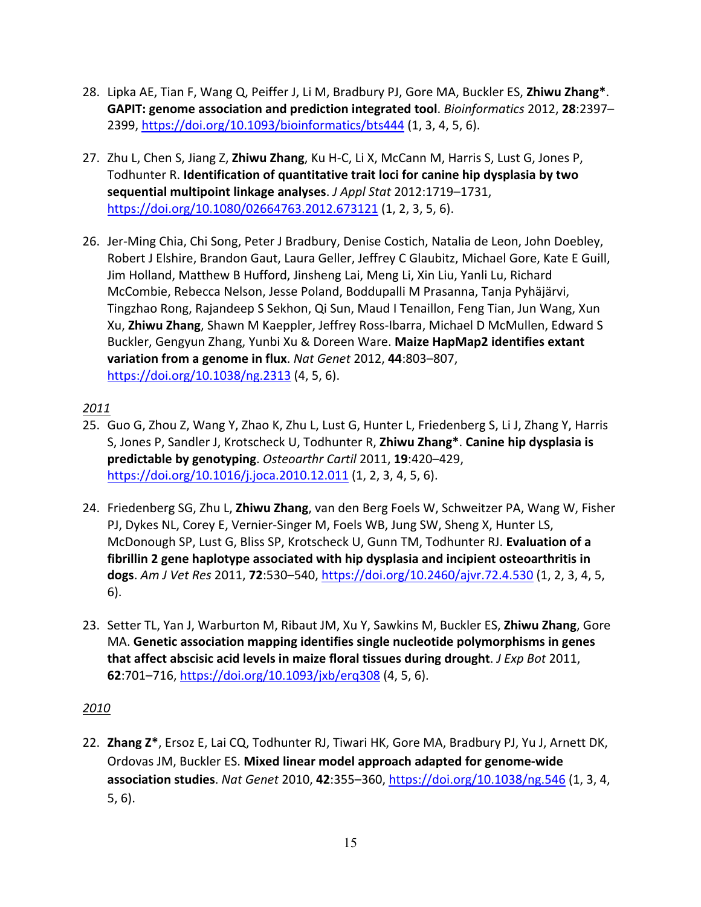28. Lipka AE, Tian F, Wang Q, Peiffer J, Li M, Bradbury PJ, Gore MA, Buckler ES, **Zhiwu Zhang***. **GAPIT: genome association and prediction integrated tool**. *Bioinformatics* 2012, **28**:2397–2399, https://doi.org/10.1093/bioinformatics/bts444 (1, 3, 4, 5, 6).

27. Zhu L, Chen S, Jiang Z, **Zhiwu Zhang**, Ku H-C, Li X, McCann M, Harris S, Lust G, Jones P, Todhunter R. **Identification of quantitative trait loci for canine hip dysplasia by two sequential multipoint linkage analyses**. *J Appl Stat* 2012:1719–1731, https://doi.org/10.1080/02664763.2012.673121 (1, 2, 3, 5, 6).

26. Jer-Ming Chia, Chi Song, Peter J Bradbury, Denise Costich, Natalia de Leon, John Doebley, Robert J Elshire, Brandon Gaut, Laura Geller, Jeffrey C Glaubitz, Michael Gore, Kate E Guill, Jim Holland, Matthew B Hufford, Jinsheng Lai, Meng Li, Xin Liu, Yanli Lu, Richard McCombie, Rebecca Nelson, Jesse Poland, Boddupalli M Prasanna, Tanja Pyhäjärvi, Tingzhao Rong, Rajandeep S Sekhon, Qi Sun, Maud I Tenaillon, Feng Tian, Jun Wang, Xun Xu, **Zhiwu Zhang**, Shawn M Kaeppler, Jeffrey Ross-Ibarra, Michael D McMullen, Edward S Buckler, Gengyun Zhang, Yunbi Xu & Doreen Ware. **Maize HapMap2 identifies extant variation from a genome in flux**. *Nat Genet* 2012, **44**:803–807, https://doi.org/10.1038/ng.2313 (4, 5, 6).

*2011*

25. Guo G, Zhou Z, Wang Y, Zhao K, Zhu L, Lust G, Hunter L, Friedenberg S, Li J, Zhang Y, Harris S, Jones P, Sandler J, Krotscheck U, Todhunter R, **Zhiwu Zhang***. **Canine hip dysplasia is predictable by genotyping**. *Osteoarthr Cartil* 2011, **19**:420–429, https://doi.org/10.1016/j.joca.2010.12.011 (1, 2, 3, 4, 5, 6).

24. Friedenberg SG, Zhu L, **Zhiwu Zhang**, van den Berg Foels W, Schweitzer PA, Wang W, Fisher PJ, Dykes NL, Corey E, Vernier-Singer M, Foels WB, Jung SW, Sheng X, Hunter LS, McDonough SP, Lust G, Bliss SP, Krotscheck U, Gunn TM, Todhunter RJ. **Evaluation of a fibrillin 2 gene haplotype associated with hip dysplasia and incipient osteoarthritis in dogs**. *Am J Vet Res* 2011, **72**:530–540, https://doi.org/10.2460/ajvr.72.4.530 (1, 2, 3, 4, 5, 6).

23. Setter TL, Yan J, Warburton M, Ribaut JM, Xu Y, Sawkins M, Buckler ES, **Zhiwu Zhang**, Gore MA. **Genetic association mapping identifies single nucleotide polymorphisms in genes that affect abscisic acid levels in maize floral tissues during drought**. *J Exp Bot* 2011, **62**:701–716, https://doi.org/10.1093/jxb/erq308 (4, 5, 6).

*2010*

22. **Zhang Z***, Ersoz E, Lai CQ, Todhunter RJ, Tiwari HK, Gore MA, Bradbury PJ, Yu J, Arnett DK, Ordovas JM, Buckler ES. **Mixed linear model approach adapted for genome-wide association studies**. *Nat Genet* 2010, **42**:355–360, https://doi.org/10.1038/ng.546 (1, 3, 4, 5, 6).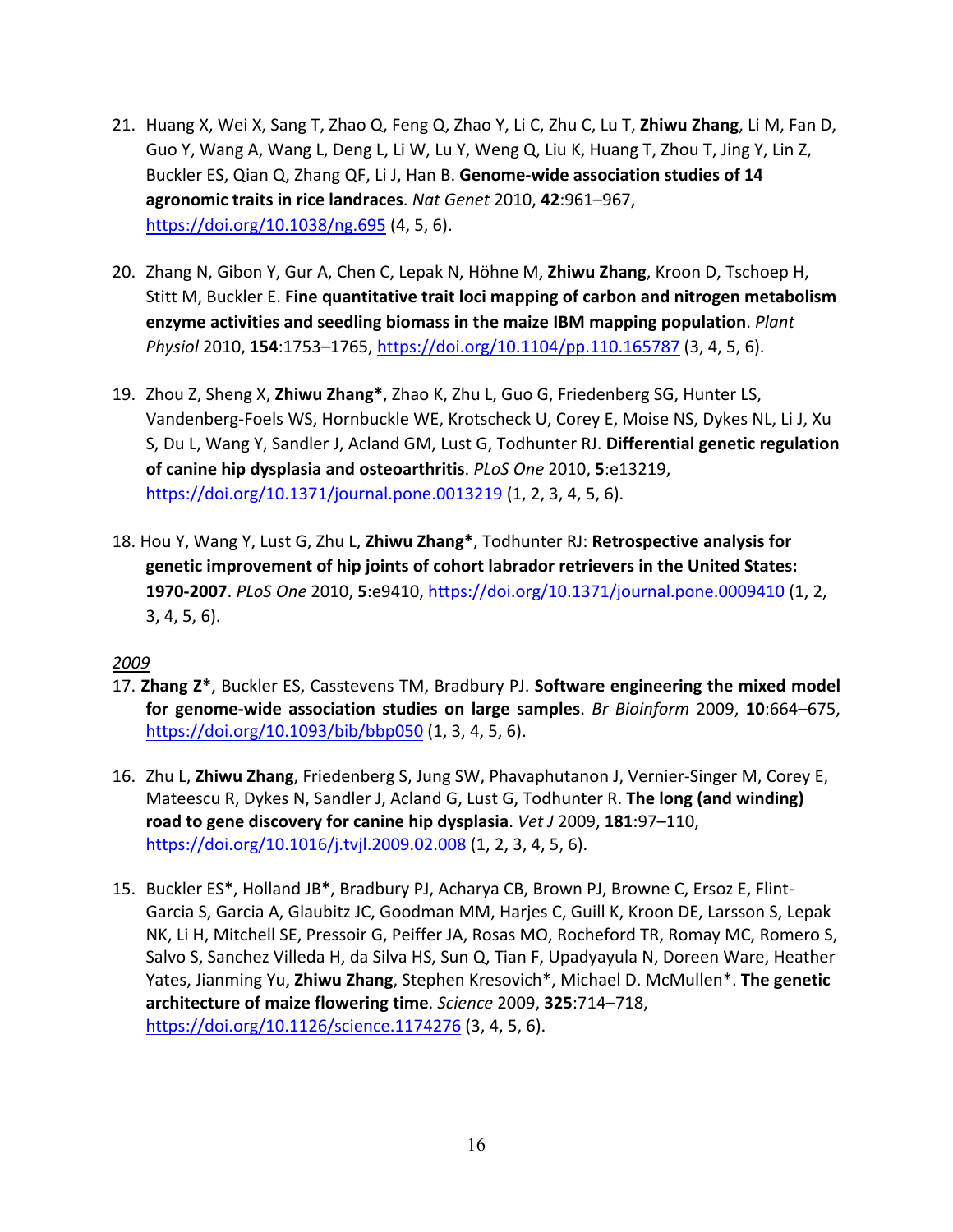21. Huang X, Wei X, Sang T, Zhao Q, Feng Q, Zhao Y, Li C, Zhu C, Lu T, **Zhiwu Zhang**, Li M, Fan D, Guo Y, Wang A, Wang L, Deng L, Li W, Lu Y, Weng Q, Liu K, Huang T, Zhou T, Jing Y, Lin Z, Buckler ES, Qian Q, Zhang QF, Li J, Han B. **Genome-wide association studies of 14 agronomic traits in rice landraces**. *Nat Genet* 2010, **42**:961–967, https://doi.org/10.1038/ng.695 (4, 5, 6).

20. Zhang N, Gibon Y, Gur A, Chen C, Lepak N, Höhne M, **Zhiwu Zhang**, Kroon D, Tschoep H, Stitt M, Buckler E. **Fine quantitative trait loci mapping of carbon and nitrogen metabolism enzyme activities and seedling biomass in the maize IBM mapping population**. *Plant Physiol* 2010, **154**:1753–1765, https://doi.org/10.1104/pp.110.165787 (3, 4, 5, 6).

19. Zhou Z, Sheng X, **Zhiwu Zhang***, Zhao K, Zhu L, Guo G, Friedenberg SG, Hunter LS, Vandenberg-Foels WS, Hornbuckle WE, Krotscheck U, Corey E, Moise NS, Dykes NL, Li J, Xu S, Du L, Wang Y, Sandler J, Acland GM, Lust G, Todhunter RJ. **Differential genetic regulation of canine hip dysplasia and osteoarthritis**. *PLoS One* 2010, **5**:e13219, https://doi.org/10.1371/journal.pone.0013219 (1, 2, 3, 4, 5, 6).

18. Hou Y, Wang Y, Lust G, Zhu L, **Zhiwu Zhang***, Todhunter RJ: **Retrospective analysis for genetic improvement of hip joints of cohort labrador retrievers in the United States: 1970-2007**. *PLoS One* 2010, **5**:e9410, https://doi.org/10.1371/journal.pone.0009410 (1, 2, 3, 4, 5, 6).

*2009*

17. **Zhang Z***, Buckler ES, Casstevens TM, Bradbury PJ. **Software engineering the mixed model for genome-wide association studies on large samples**. *Br Bioinform* 2009, **10**:664–675, https://doi.org/10.1093/bib/bbp050 (1, 3, 4, 5, 6).

16. Zhu L, **Zhiwu Zhang**, Friedenberg S, Jung SW, Phavaphutanon J, Vernier-Singer M, Corey E, Mateescu R, Dykes N, Sandler J, Acland G, Lust G, Todhunter R. **The long (and winding) road to gene discovery for canine hip dysplasia**. *Vet J* 2009, **181**:97–110, https://doi.org/10.1016/j.tvjl.2009.02.008 (1, 2, 3, 4, 5, 6).

15. Buckler ES*, Holland JB*, Bradbury PJ, Acharya CB, Brown PJ, Browne C, Ersoz E, Flint-Garcia S, Garcia A, Glaubitz JC, Goodman MM, Harjes C, Guill K, Kroon DE, Larsson S, Lepak NK, Li H, Mitchell SE, Pressoir G, Peiffer JA, Rosas MO, Rocheford TR, Romay MC, Romero S, Salvo S, Sanchez Villeda H, da Silva HS, Sun Q, Tian F, Upadyayula N, Doreen Ware, Heather Yates, Jianming Yu, **Zhiwu Zhang**, Stephen Kresovich*, Michael D. McMullen*. **The genetic architecture of maize flowering time**. *Science* 2009, **325**:714–718, https://doi.org/10.1126/science.1174276 (3, 4, 5, 6).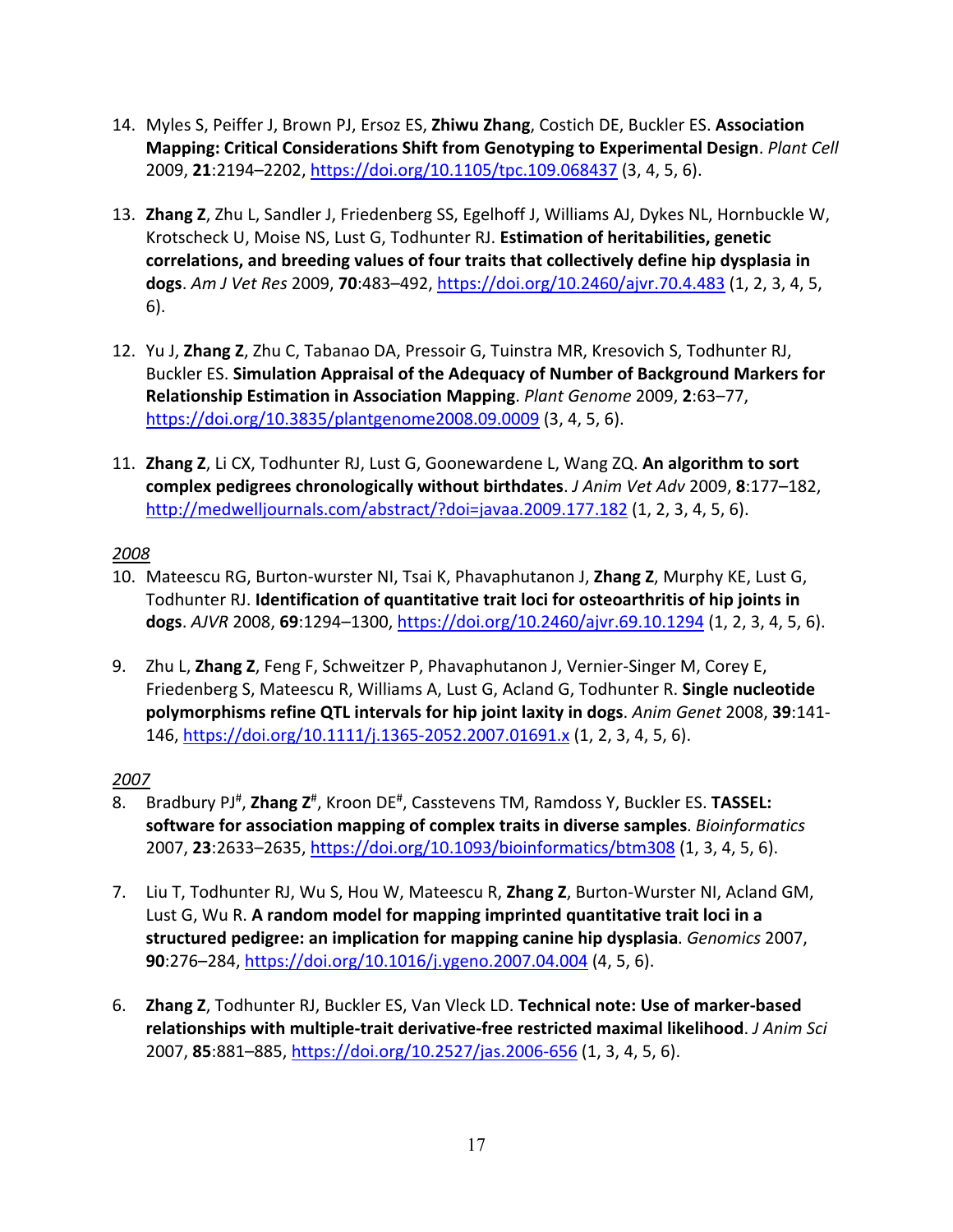14. Myles S, Peiffer J, Brown PJ, Ersoz ES, **Zhiwu Zhang**, Costich DE, Buckler ES. **Association Mapping: Critical Considerations Shift from Genotyping to Experimental Design**. *Plant Cell* 2009, **21**:2194–2202, https://doi.org/10.1105/tpc.109.068437 (3, 4, 5, 6).

13. **Zhang Z**, Zhu L, Sandler J, Friedenberg SS, Egelhoff J, Williams AJ, Dykes NL, Hornbuckle W, Krotscheck U, Moise NS, Lust G, Todhunter RJ. **Estimation of heritabilities, genetic correlations, and breeding values of four traits that collectively define hip dysplasia in dogs**. *Am J Vet Res* 2009, **70**:483–492, https://doi.org/10.2460/ajvr.70.4.483 (1, 2, 3, 4, 5, 6).

12. Yu J, **Zhang Z**, Zhu C, Tabanao DA, Pressoir G, Tuinstra MR, Kresovich S, Todhunter RJ, Buckler ES. **Simulation Appraisal of the Adequacy of Number of Background Markers for Relationship Estimation in Association Mapping**. *Plant Genome* 2009, **2**:63–77, https://doi.org/10.3835/plantgenome2008.09.0009 (3, 4, 5, 6).

11. **Zhang Z**, Li CX, Todhunter RJ, Lust G, Goonewardene L, Wang ZQ. **An algorithm to sort complex pedigrees chronologically without birthdates**. *J Anim Vet Adv* 2009, **8**:177–182, http://medwelljournals.com/abstract/?doi=javaa.2009.177.182 (1, 2, 3, 4, 5, 6).

*2008*

10. Mateescu RG, Burton-wurster NI, Tsai K, Phavaphutanon J, **Zhang Z**, Murphy KE, Lust G, Todhunter RJ. **Identification of quantitative trait loci for osteoarthritis of hip joints in dogs**. *AJVR* 2008, **69**:1294–1300, https://doi.org/10.2460/ajvr.69.10.1294 (1, 2, 3, 4, 5, 6).

9. Zhu L, **Zhang Z**, Feng F, Schweitzer P, Phavaphutanon J, Vernier-Singer M, Corey E, Friedenberg S, Mateescu R, Williams A, Lust G, Acland G, Todhunter R. **Single nucleotide polymorphisms refine QTL intervals for hip joint laxity in dogs**. *Anim Genet* 2008, **39**:141-146, https://doi.org/10.1111/j.1365-2052.2007.01691.x (1, 2, 3, 4, 5, 6).

*2007*

8. Bradbury PJ[#], **Zhang Z[#]**, Kroon DE[#], Casstevens TM, Ramdoss Y, Buckler ES. **TASSEL: software for association mapping of complex traits in diverse samples**. *Bioinformatics* 2007, **23**:2633–2635, https://doi.org/10.1093/bioinformatics/btm308 (1, 3, 4, 5, 6).

7. Liu T, Todhunter RJ, Wu S, Hou W, Mateescu R, **Zhang Z**, Burton-Wurster NI, Acland GM, Lust G, Wu R. **A random model for mapping imprinted quantitative trait loci in a structured pedigree: an implication for mapping canine hip dysplasia**. *Genomics* 2007, **90**:276–284, https://doi.org/10.1016/j.ygeno.2007.04.004 (4, 5, 6).

6. **Zhang Z**, Todhunter RJ, Buckler ES, Van Vleck LD. **Technical note: Use of marker-based relationships with multiple-trait derivative-free restricted maximal likelihood**. *J Anim Sci* 2007, **85**:881–885, https://doi.org/10.2527/jas.2006-656 (1, 3, 4, 5, 6).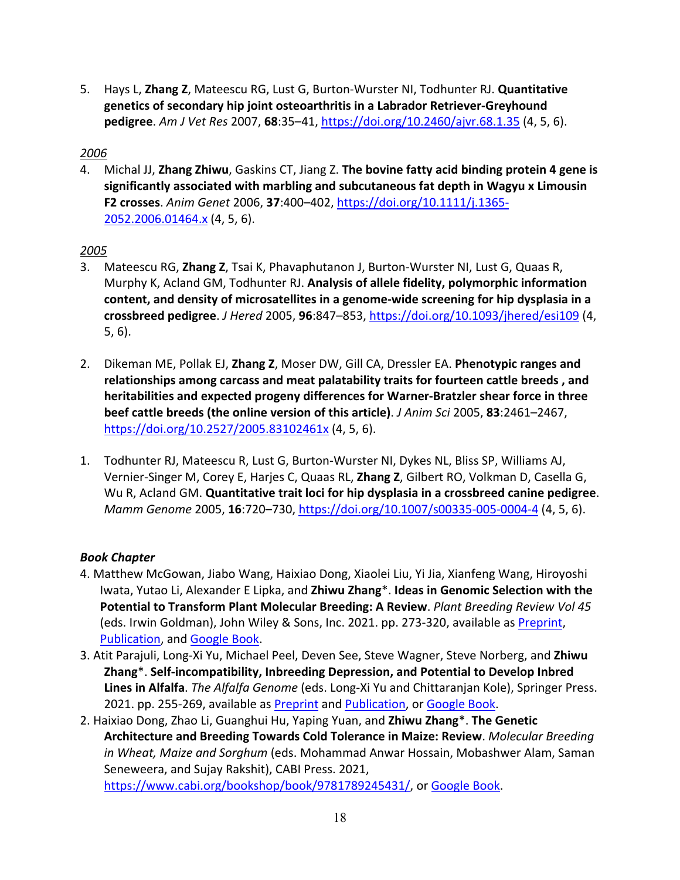5. Hays L, **Zhang Z**, Mateescu RG, Lust G, Burton-Wurster NI, Todhunter RJ. **Quantitative genetics of secondary hip joint osteoarthritis in a Labrador Retriever-Greyhound pedigree**. *Am J Vet Res* 2007, **68**:35–41, https://doi.org/10.2460/ajvr.68.1.35 (4, 5, 6).

*2006*

4. Michal JJ, **Zhang Zhiwu**, Gaskins CT, Jiang Z. **The bovine fatty acid binding protein 4 gene is significantly associated with marbling and subcutaneous fat depth in Wagyu x Limousin F2 crosses**. *Anim Genet* 2006, **37**:400–402, https://doi.org/10.1111/j.1365-2052.2006.01464.x (4, 5, 6).

*2005*

3. Mateescu RG, **Zhang Z**, Tsai K, Phavaphutanon J, Burton-Wurster NI, Lust G, Quaas R, Murphy K, Acland GM, Todhunter RJ. **Analysis of allele fidelity, polymorphic information content, and density of microsatellites in a genome-wide screening for hip dysplasia in a crossbreed pedigree**. *J Hered* 2005, **96**:847–853, https://doi.org/10.1093/jhered/esi109 (4, 5, 6).

2. Dikeman ME, Pollak EJ, **Zhang Z**, Moser DW, Gill CA, Dressler EA. **Phenotypic ranges and relationships among carcass and meat palatability traits for fourteen cattle breeds , and heritabilities and expected progeny differences for Warner-Bratzler shear force in three beef cattle breeds (the online version of this article)**. *J Anim Sci* 2005, **83**:2461–2467, https://doi.org/10.2527/2005.83102461x (4, 5, 6).

1. Todhunter RJ, Mateescu R, Lust G, Burton-Wurster NI, Dykes NL, Bliss SP, Williams AJ, Vernier-Singer M, Corey E, Harjes C, Quaas RL, **Zhang Z**, Gilbert RO, Volkman D, Casella G, Wu R, Acland GM. **Quantitative trait loci for hip dysplasia in a crossbreed canine pedigree**. *Mamm Genome* 2005, **16**:720–730, https://doi.org/10.1007/s00335-005-0004-4 (4, 5, 6).

### *Book Chapter*

4. Matthew McGowan, Jiabo Wang, Haixiao Dong, Xiaolei Liu, Yi Jia, Xianfeng Wang, Hiroyoshi Iwata, Yutao Li, Alexander E Lipka, and **Zhiwu Zhang***. **Ideas in Genomic Selection with the Potential to Transform Plant Molecular Breeding: A Review**. *Plant Breeding Review Vol 45* (eds. Irwin Goldman), John Wiley & Sons, Inc. 2021. pp. 273-320, available as Preprint, Publication, and Google Book.
3. Atit Parajuli, Long-Xi Yu, Michael Peel, Deven See, Steve Wagner, Steve Norberg, and **Zhiwu Zhang***. **Self-incompatibility, Inbreeding Depression, and Potential to Develop Inbred Lines in Alfalfa**. *The Alfalfa Genome* (eds. Long-Xi Yu and Chittaranjan Kole), Springer Press. 2021. pp. 255-269, available as Preprint and Publication, or Google Book.
2. Haixiao Dong, Zhao Li, Guanghui Hu, Yaping Yuan, and **Zhiwu Zhang***. **The Genetic Architecture and Breeding Towards Cold Tolerance in Maize: Review**. *Molecular Breeding in Wheat, Maize and Sorghum* (eds. Mohammad Anwar Hossain, Mobashwer Alam, Saman Seneweera, and Sujay Rakshit), CABI Press. 2021, https://www.cabi.org/bookshop/book/9781789245431/, or Google Book.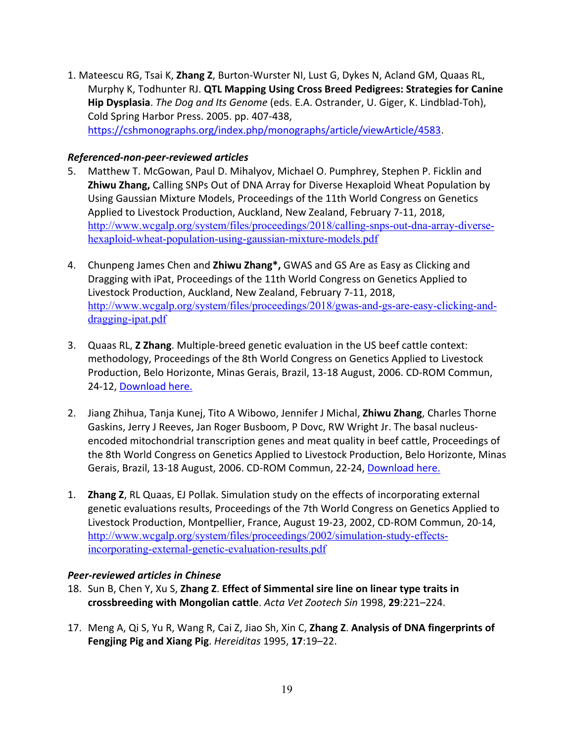1. Mateescu RG, Tsai K, **Zhang Z**, Burton-Wurster NI, Lust G, Dykes N, Acland GM, Quaas RL, Murphy K, Todhunter RJ. **QTL Mapping Using Cross Breed Pedigrees: Strategies for Canine Hip Dysplasia**. *The Dog and Its Genome* (eds. E.A. Ostrander, U. Giger, K. Lindblad-Toh), Cold Spring Harbor Press. 2005. pp. 407-438, https://cshmonographs.org/index.php/monographs/article/viewArticle/4583.

### *Referenced-non-peer-reviewed articles*

5. Matthew T. McGowan, Paul D. Mihalyov, Michael O. Pumphrey, Stephen P. Ficklin and **Zhiwu Zhang,** Calling SNPs Out of DNA Array for Diverse Hexaploid Wheat Population by Using Gaussian Mixture Models, Proceedings of the 11th World Congress on Genetics Applied to Livestock Production, Auckland, New Zealand, February 7-11, 2018, http://www.wcgalp.org/system/files/proceedings/2018/calling-snps-out-dna-array-diverse-hexaploid-wheat-population-using-gaussian-mixture-models.pdf

4. Chunpeng James Chen and **Zhiwu Zhang*,** GWAS and GS Are as Easy as Clicking and Dragging with iPat, Proceedings of the 11th World Congress on Genetics Applied to Livestock Production, Auckland, New Zealand, February 7-11, 2018, http://www.wcgalp.org/system/files/proceedings/2018/gwas-and-gs-are-easy-clicking-and-dragging-ipat.pdf

3. Quaas RL, **Z Zhang**. Multiple-breed genetic evaluation in the US beef cattle context: methodology, Proceedings of the 8th World Congress on Genetics Applied to Livestock Production, Belo Horizonte, Minas Gerais, Brazil, 13-18 August, 2006. CD-ROM Commun, 24-12, Download here.

2. Jiang Zhihua, Tanja Kunej, Tito A Wibowo, Jennifer J Michal, **Zhiwu Zhang**, Charles Thorne Gaskins, Jerry J Reeves, Jan Roger Busboom, P Dovc, RW Wright Jr. The basal nucleus-encoded mitochondrial transcription genes and meat quality in beef cattle, Proceedings of the 8th World Congress on Genetics Applied to Livestock Production, Belo Horizonte, Minas Gerais, Brazil, 13-18 August, 2006. CD-ROM Commun, 22-24, Download here.

1. **Zhang Z**, RL Quaas, EJ Pollak. Simulation study on the effects of incorporating external genetic evaluations results, Proceedings of the 7th World Congress on Genetics Applied to Livestock Production, Montpellier, France, August 19-23, 2002, CD-ROM Commun, 20-14, http://www.wcgalp.org/system/files/proceedings/2002/simulation-study-effects-incorporating-external-genetic-evaluation-results.pdf

### *Peer-reviewed articles in Chinese*

18. Sun B, Chen Y, Xu S, **Zhang Z**. **Effect of Simmental sire line on linear type traits in crossbreeding with Mongolian cattle**. *Acta Vet Zootech Sin* 1998, **29**:221–224.

17. Meng A, Qi S, Yu R, Wang R, Cai Z, Jiao Sh, Xin C, **Zhang Z**. **Analysis of DNA fingerprints of Fengjing Pig and Xiang Pig**. *Hereiditas* 1995, **17**:19–22.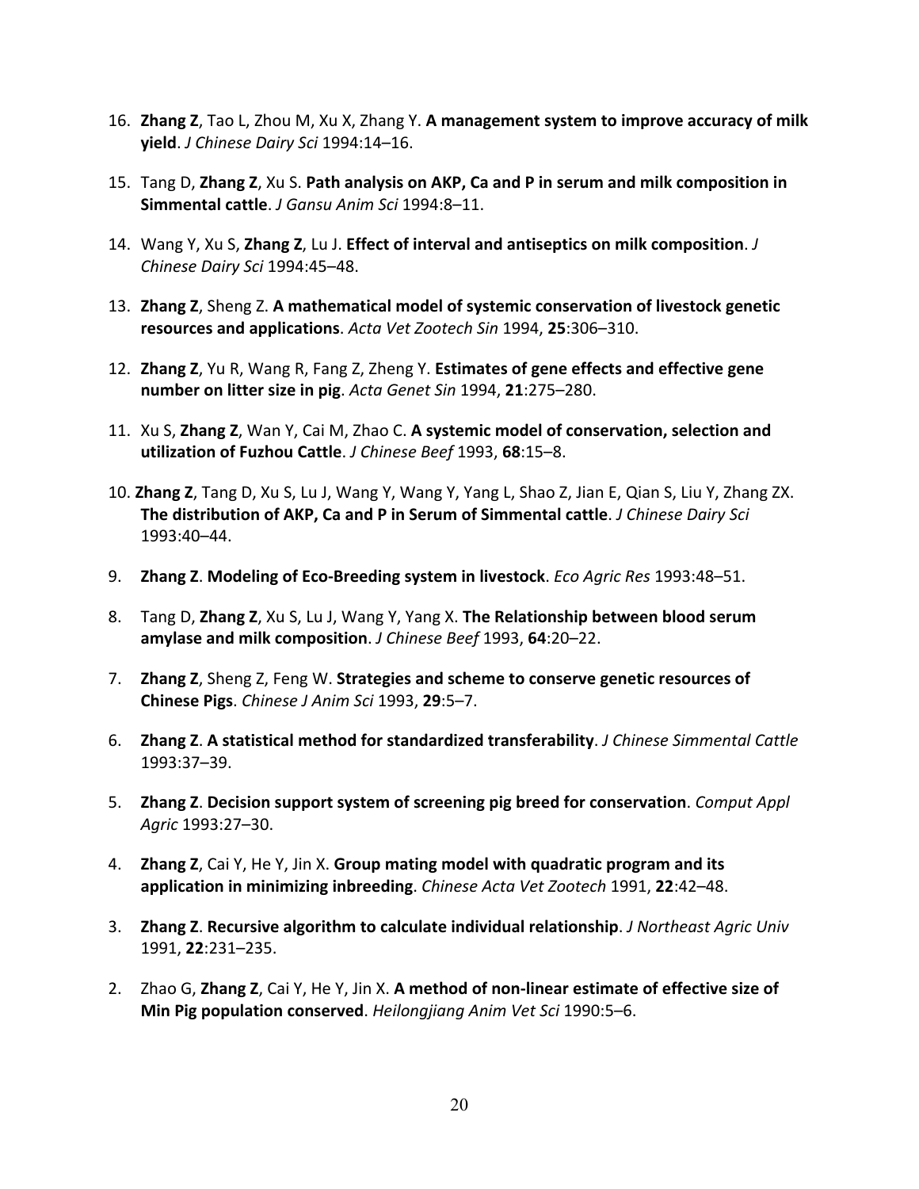16. **Zhang Z**, Tao L, Zhou M, Xu X, Zhang Y. **A management system to improve accuracy of milk yield**. *J Chinese Dairy Sci* 1994:14–16.

15. Tang D, **Zhang Z**, Xu S. **Path analysis on AKP, Ca and P in serum and milk composition in Simmental cattle**. *J Gansu Anim Sci* 1994:8–11.

14. Wang Y, Xu S, **Zhang Z**, Lu J. **Effect of interval and antiseptics on milk composition**. *J Chinese Dairy Sci* 1994:45–48.

13. **Zhang Z**, Sheng Z. **A mathematical model of systemic conservation of livestock genetic resources and applications**. *Acta Vet Zootech Sin* 1994, **25**:306–310.

12. **Zhang Z**, Yu R, Wang R, Fang Z, Zheng Y. **Estimates of gene effects and effective gene number on litter size in pig**. *Acta Genet Sin* 1994, **21**:275–280.

11. Xu S, **Zhang Z**, Wan Y, Cai M, Zhao C. **A systemic model of conservation, selection and utilization of Fuzhou Cattle**. *J Chinese Beef* 1993, **68**:15–8.

10. **Zhang Z**, Tang D, Xu S, Lu J, Wang Y, Wang Y, Yang L, Shao Z, Jian E, Qian S, Liu Y, Zhang ZX. **The distribution of AKP, Ca and P in Serum of Simmental cattle**. *J Chinese Dairy Sci* 1993:40–44.

9. **Zhang Z**. **Modeling of Eco-Breeding system in livestock**. *Eco Agric Res* 1993:48–51.

8. Tang D, **Zhang Z**, Xu S, Lu J, Wang Y, Yang X. **The Relationship between blood serum amylase and milk composition**. *J Chinese Beef* 1993, **64**:20–22.

7. **Zhang Z**, Sheng Z, Feng W. **Strategies and scheme to conserve genetic resources of Chinese Pigs**. *Chinese J Anim Sci* 1993, **29**:5–7.

6. **Zhang Z**. **A statistical method for standardized transferability**. *J Chinese Simmental Cattle* 1993:37–39.

5. **Zhang Z**. **Decision support system of screening pig breed for conservation**. *Comput Appl Agric* 1993:27–30.

4. **Zhang Z**, Cai Y, He Y, Jin X. **Group mating model with quadratic program and its application in minimizing inbreeding**. *Chinese Acta Vet Zootech* 1991, **22**:42–48.

3. **Zhang Z**. **Recursive algorithm to calculate individual relationship**. *J Northeast Agric Univ* 1991, **22**:231–235.

2. Zhao G, **Zhang Z**, Cai Y, He Y, Jin X. **A method of non-linear estimate of effective size of Min Pig population conserved**. *Heilongjiang Anim Vet Sci* 1990:5–6.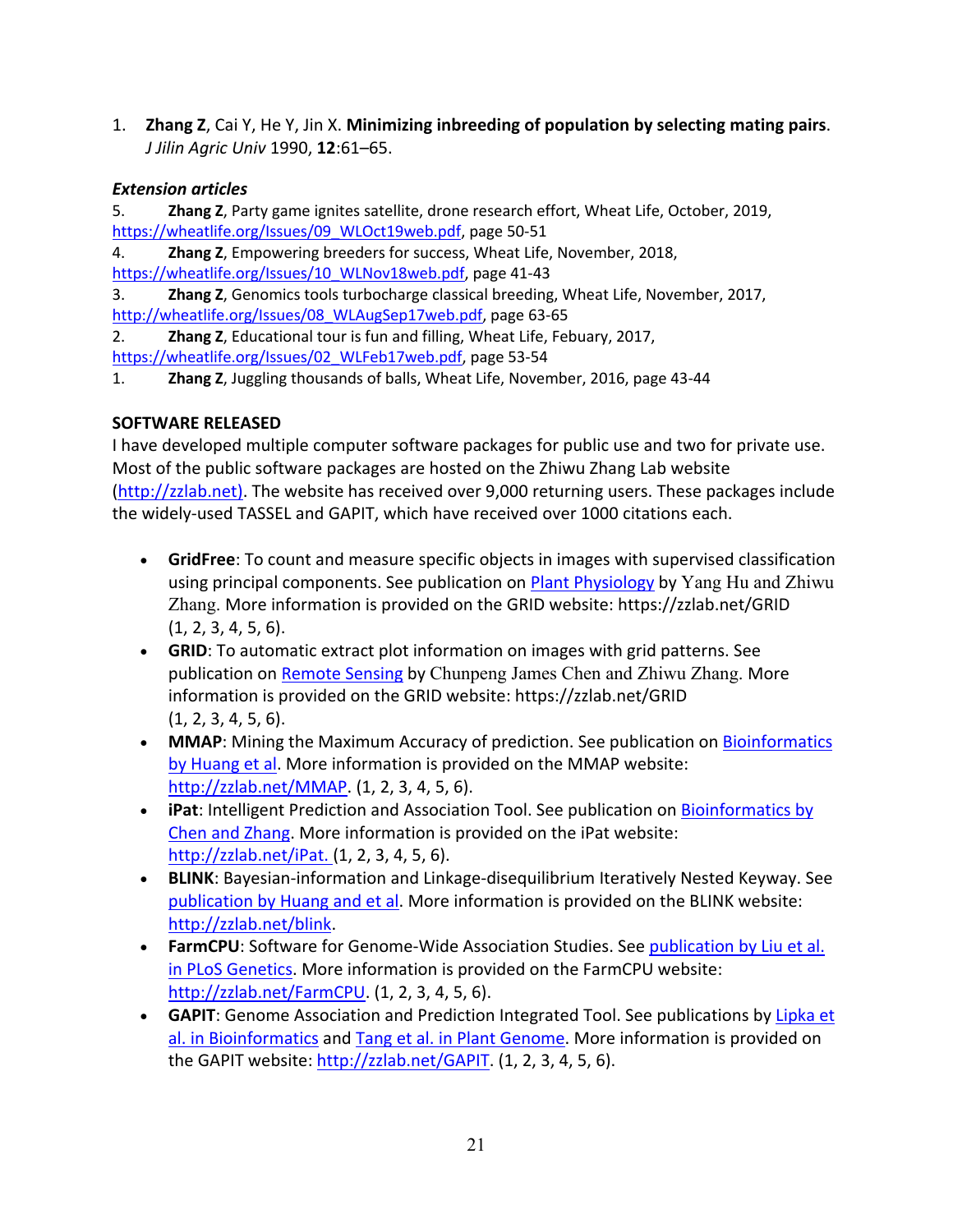1. **Zhang Z**, Cai Y, He Y, Jin X. **Minimizing inbreeding of population by selecting mating pairs**. *J Jilin Agric Univ* 1990, **12**:61–65.

### *Extension articles*

5. **Zhang Z**, Party game ignites satellite, drone research effort, Wheat Life, October, 2019, https://wheatlife.org/Issues/09_WLOct19web.pdf, page 50-51
4. **Zhang Z**, Empowering breeders for success, Wheat Life, November, 2018, https://wheatlife.org/Issues/10_WLNov18web.pdf, page 41-43
3. **Zhang Z**, Genomics tools turbocharge classical breeding, Wheat Life, November, 2017, http://wheatlife.org/Issues/08_WLAugSep17web.pdf, page 63-65
2. **Zhang Z**, Educational tour is fun and filling, Wheat Life, Febuary, 2017, https://wheatlife.org/Issues/02_WLFeb17web.pdf, page 53-54
1. **Zhang Z**, Juggling thousands of balls, Wheat Life, November, 2016, page 43-44

### SOFTWARE RELEASED

I have developed multiple computer software packages for public use and two for private use. Most of the public software packages are hosted on the Zhiwu Zhang Lab website (http://zzlab.net). The website has received over 9,000 returning users. These packages include the widely-used TASSEL and GAPIT, which have received over 1000 citations each.

- **GridFree**: To count and measure specific objects in images with supervised classification using principal components. See publication on Plant Physiology by Yang Hu and Zhiwu Zhang. More information is provided on the GRID website: https://zzlab.net/GRID (1, 2, 3, 4, 5, 6).
- **GRID**: To automatic extract plot information on images with grid patterns. See publication on Remote Sensing by Chunpeng James Chen and Zhiwu Zhang. More information is provided on the GRID website: https://zzlab.net/GRID (1, 2, 3, 4, 5, 6).
- **MMAP**: Mining the Maximum Accuracy of prediction. See publication on Bioinformatics by Huang et al. More information is provided on the MMAP website: http://zzlab.net/MMAP. (1, 2, 3, 4, 5, 6).
- **iPat**: Intelligent Prediction and Association Tool. See publication on Bioinformatics by Chen and Zhang. More information is provided on the iPat website: http://zzlab.net/iPat. (1, 2, 3, 4, 5, 6).
- **BLINK**: Bayesian-information and Linkage-disequilibrium Iteratively Nested Keyway. See publication by Huang and et al. More information is provided on the BLINK website: http://zzlab.net/blink.
- **FarmCPU**: Software for Genome-Wide Association Studies. See publication by Liu et al. in PLoS Genetics. More information is provided on the FarmCPU website: http://zzlab.net/FarmCPU. (1, 2, 3, 4, 5, 6).
- **GAPIT**: Genome Association and Prediction Integrated Tool. See publications by Lipka et al. in Bioinformatics and Tang et al. in Plant Genome. More information is provided on the GAPIT website: http://zzlab.net/GAPIT. (1, 2, 3, 4, 5, 6).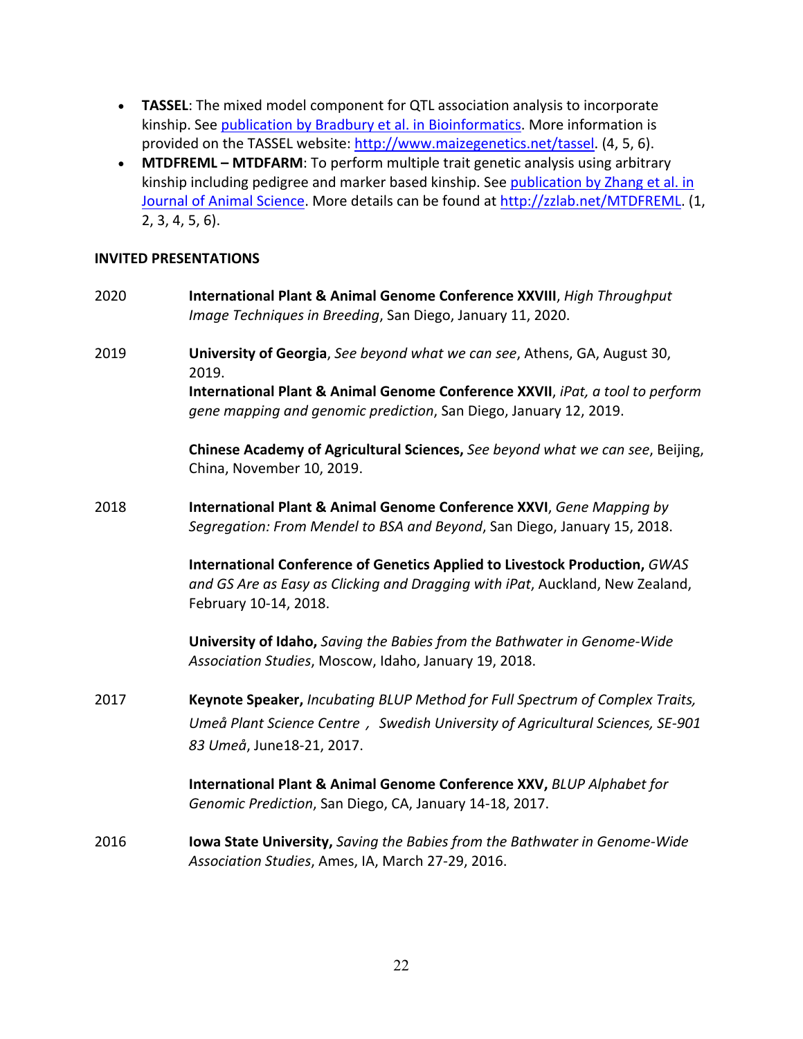- **TASSEL**: The mixed model component for QTL association analysis to incorporate kinship. See [publication by Bradbury et al. in Bioinformatics](). More information is provided on the TASSEL website: [http://www.maizegenetics.net/tassel](http://www.maizegenetics.net/tassel). (4, 5, 6).
- **MTDFREML – MTDFARM**: To perform multiple trait genetic analysis using arbitrary kinship including pedigree and marker based kinship. See [publication by Zhang et al. in Journal of Animal Science](). More details can be found at [http://zzlab.net/MTDFREML](http://zzlab.net/MTDFREML). (1, 2, 3, 4, 5, 6).

**INVITED PRESENTATIONS**

2020

**International Plant & Animal Genome Conference XXVIII**, *High Throughput Image Techniques in Breeding*, San Diego, January 11, 2020.

2019

**University of Georgia**, *See beyond what we can see*, Athens, GA, August 30, 2019.

**International Plant & Animal Genome Conference XXVII**, *iPat, a tool to perform gene mapping and genomic prediction*, San Diego, January 12, 2019.

**Chinese Academy of Agricultural Sciences,** *See beyond what we can see*, Beijing, China, November 10, 2019.

2018

**International Plant & Animal Genome Conference XXVI**, *Gene Mapping by Segregation: From Mendel to BSA and Beyond*, San Diego, January 15, 2018.

**International Conference of Genetics Applied to Livestock Production,** *GWAS and GS Are as Easy as Clicking and Dragging with iPat*, Auckland, New Zealand, February 10-14, 2018.

**University of Idaho,** *Saving the Babies from the Bathwater in Genome-Wide Association Studies*, Moscow, Idaho, January 19, 2018.

2017

**Keynote Speaker,** *Incubating BLUP Method for Full Spectrum of Complex Traits, Umeå Plant Science Centre， Swedish University of Agricultural Sciences, SE-901 83 Umeå*, June18-21, 2017.

**International Plant & Animal Genome Conference XXV,** *BLUP Alphabet for Genomic Prediction*, San Diego, CA, January 14-18, 2017.

2016

**Iowa State University,** *Saving the Babies from the Bathwater in Genome-Wide Association Studies*, Ames, IA, March 27-29, 2016.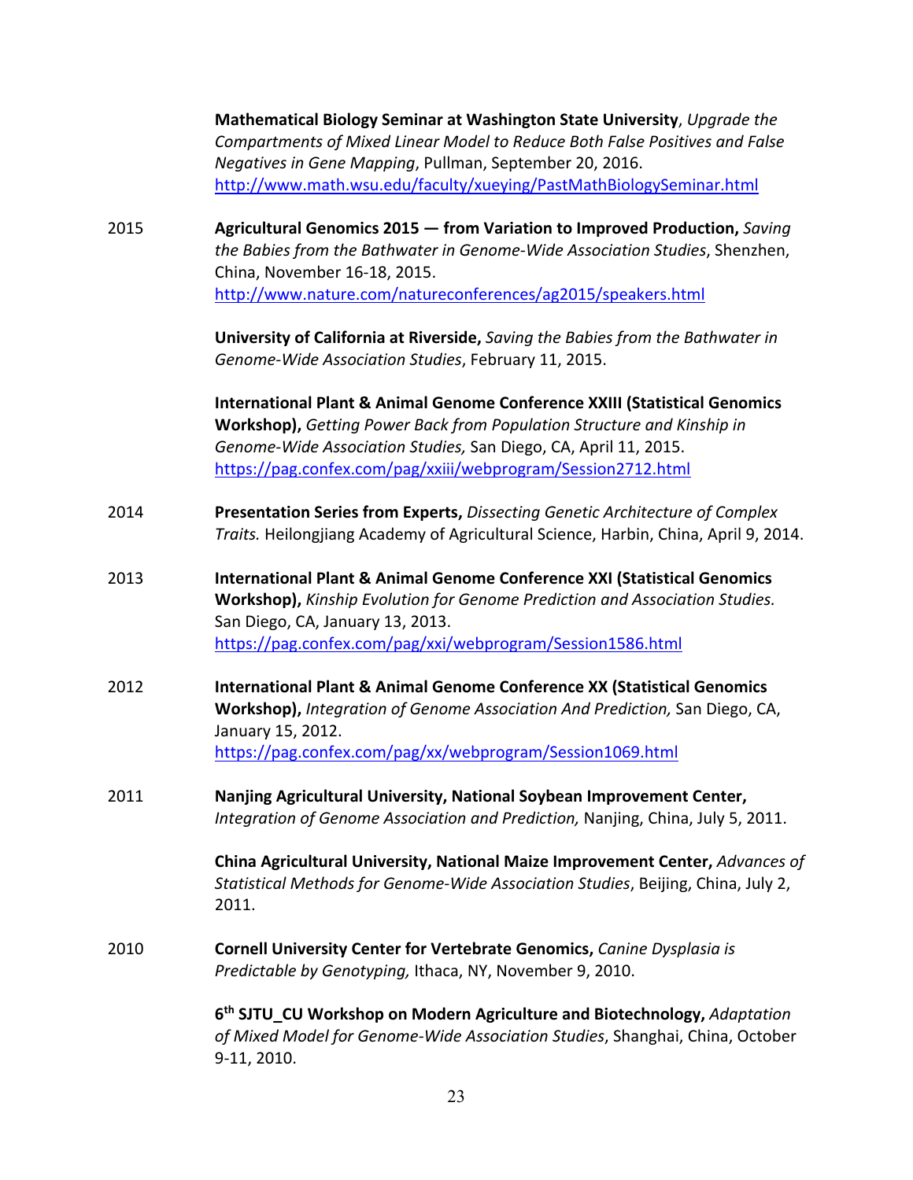**Mathematical Biology Seminar at Washington State University**, *Upgrade the Compartments of Mixed Linear Model to Reduce Both False Positives and False Negatives in Gene Mapping*, Pullman, September 20, 2016. http://www.math.wsu.edu/faculty/xueying/PastMathBiologySeminar.html

2015 **Agricultural Genomics 2015 — from Variation to Improved Production,** *Saving the Babies from the Bathwater in Genome-Wide Association Studies*, Shenzhen, China, November 16-18, 2015. http://www.nature.com/natureconferences/ag2015/speakers.html

**University of California at Riverside,** *Saving the Babies from the Bathwater in Genome-Wide Association Studies*, February 11, 2015.

**International Plant & Animal Genome Conference XXIII (Statistical Genomics Workshop),** *Getting Power Back from Population Structure and Kinship in Genome-Wide Association Studies,* San Diego, CA, April 11, 2015. https://pag.confex.com/pag/xxiii/webprogram/Session2712.html

2014 **Presentation Series from Experts,** *Dissecting Genetic Architecture of Complex Traits.* Heilongjiang Academy of Agricultural Science, Harbin, China, April 9, 2014.

2013 **International Plant & Animal Genome Conference XXI (Statistical Genomics Workshop),** *Kinship Evolution for Genome Prediction and Association Studies.* San Diego, CA, January 13, 2013. https://pag.confex.com/pag/xxi/webprogram/Session1586.html

2012 **International Plant & Animal Genome Conference XX (Statistical Genomics Workshop),** *Integration of Genome Association And Prediction,* San Diego, CA, January 15, 2012. https://pag.confex.com/pag/xx/webprogram/Session1069.html

2011 **Nanjing Agricultural University, National Soybean Improvement Center,** *Integration of Genome Association and Prediction,* Nanjing, China, July 5, 2011.

**China Agricultural University, National Maize Improvement Center,** *Advances of Statistical Methods for Genome-Wide Association Studies*, Beijing, China, July 2, 2011.

2010 **Cornell University Center for Vertebrate Genomics,** *Canine Dysplasia is Predictable by Genotyping,* Ithaca, NY, November 9, 2010.

**6th SJTU_CU Workshop on Modern Agriculture and Biotechnology,** *Adaptation of Mixed Model for Genome-Wide Association Studies*, Shanghai, China, October 9-11, 2010.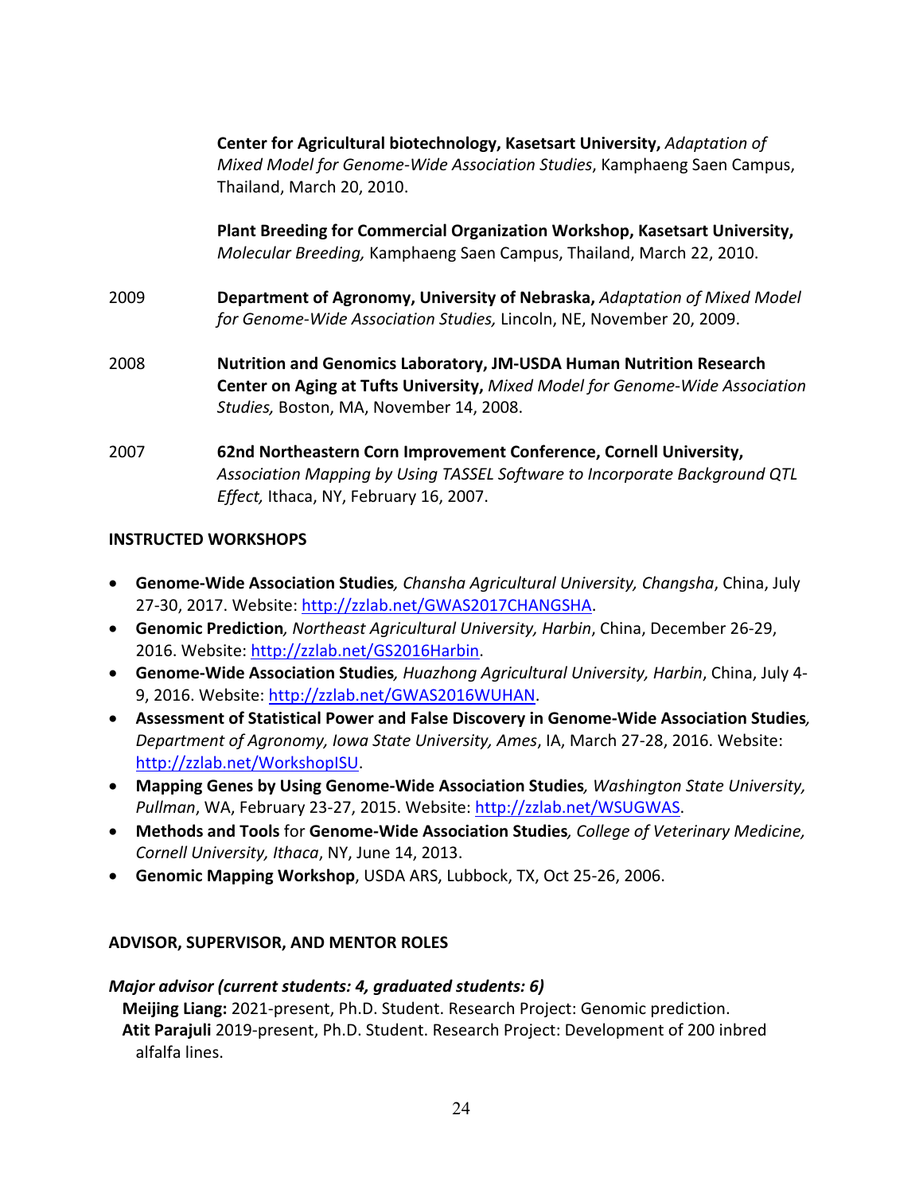**Center for Agricultural biotechnology, Kasetsart University,** *Adaptation of Mixed Model for Genome-Wide Association Studies*, Kamphaeng Saen Campus, Thailand, March 20, 2010.

**Plant Breeding for Commercial Organization Workshop, Kasetsart University,** *Molecular Breeding,* Kamphaeng Saen Campus, Thailand, March 22, 2010.

2009 **Department of Agronomy, University of Nebraska,** *Adaptation of Mixed Model for Genome-Wide Association Studies,* Lincoln, NE, November 20, 2009.

2008 **Nutrition and Genomics Laboratory, JM-USDA Human Nutrition Research Center on Aging at Tufts University,** *Mixed Model for Genome-Wide Association Studies,* Boston, MA, November 14, 2008.

2007 **62nd Northeastern Corn Improvement Conference, Cornell University,** *Association Mapping by Using TASSEL Software to Incorporate Background QTL Effect,* Ithaca, NY, February 16, 2007.

## INSTRUCTED WORKSHOPS

- **Genome-Wide Association Studies***, Chansha Agricultural University, Changsha*, China, July 27-30, 2017. Website: http://zzlab.net/GWAS2017CHANGSHA.
- **Genomic Prediction***, Northeast Agricultural University, Harbin*, China, December 26-29, 2016. Website: http://zzlab.net/GS2016Harbin.
- **Genome-Wide Association Studies***, Huazhong Agricultural University, Harbin*, China, July 4-9, 2016. Website: http://zzlab.net/GWAS2016WUHAN.
- **Assessment of Statistical Power and False Discovery in Genome-Wide Association Studies***, Department of Agronomy, Iowa State University, Ames*, IA, March 27-28, 2016. Website: http://zzlab.net/WorkshopISU.
- **Mapping Genes by Using Genome-Wide Association Studies***, Washington State University, Pullman*, WA, February 23-27, 2015. Website: http://zzlab.net/WSUGWAS.
- **Methods and Tools** for **Genome-Wide Association Studies***, College of Veterinary Medicine, Cornell University, Ithaca*, NY, June 14, 2013.
- **Genomic Mapping Workshop**, USDA ARS, Lubbock, TX, Oct 25-26, 2006.

## ADVISOR, SUPERVISOR, AND MENTOR ROLES

***Major advisor (current students: 4, graduated students: 6)***

**Meijing Liang:** 2021-present, Ph.D. Student. Research Project: Genomic prediction.

**Atit Parajuli** 2019-present, Ph.D. Student. Research Project: Development of 200 inbred alfalfa lines.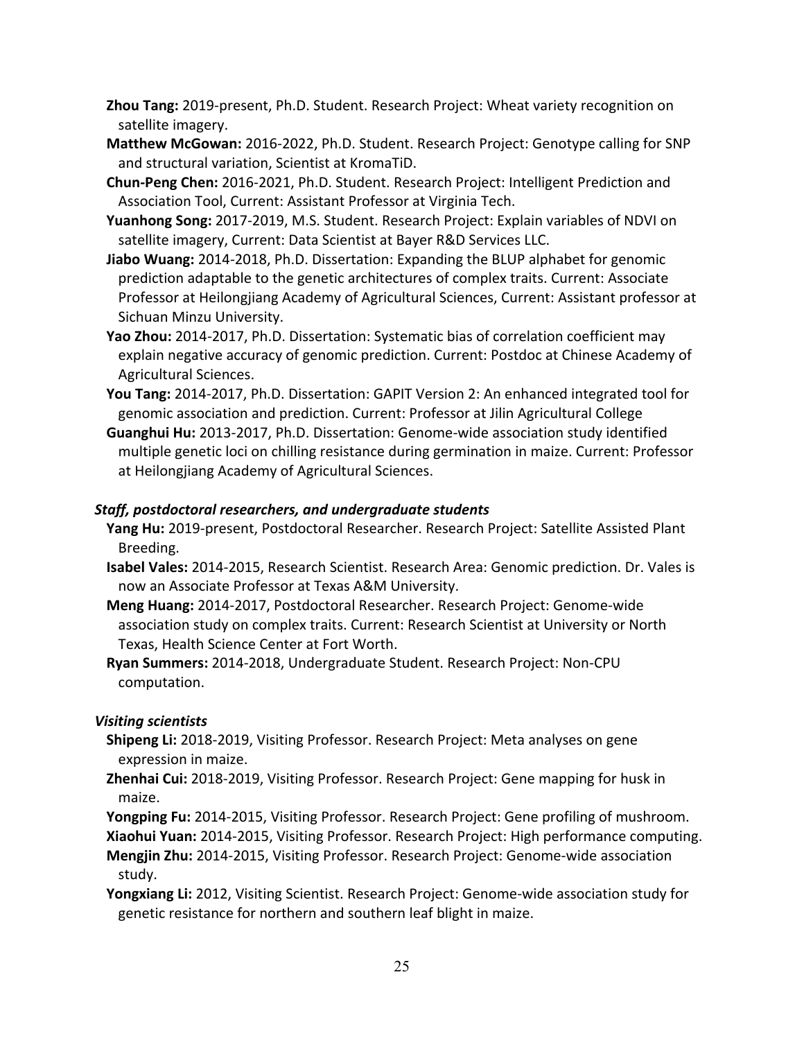**Zhou Tang:** 2019-present, Ph.D. Student. Research Project: Wheat variety recognition on satellite imagery.

**Matthew McGowan:** 2016-2022, Ph.D. Student. Research Project: Genotype calling for SNP and structural variation, Scientist at KromaTiD.

**Chun-Peng Chen:** 2016-2021, Ph.D. Student. Research Project: Intelligent Prediction and Association Tool, Current: Assistant Professor at Virginia Tech.

**Yuanhong Song:** 2017-2019, M.S. Student. Research Project: Explain variables of NDVI on satellite imagery, Current: Data Scientist at Bayer R&D Services LLC.

**Jiabo Wuang:** 2014-2018, Ph.D. Dissertation: Expanding the BLUP alphabet for genomic prediction adaptable to the genetic architectures of complex traits. Current: Associate Professor at Heilongjiang Academy of Agricultural Sciences, Current: Assistant professor at Sichuan Minzu University.

**Yao Zhou:** 2014-2017, Ph.D. Dissertation: Systematic bias of correlation coefficient may explain negative accuracy of genomic prediction. Current: Postdoc at Chinese Academy of Agricultural Sciences.

**You Tang:** 2014-2017, Ph.D. Dissertation: GAPIT Version 2: An enhanced integrated tool for genomic association and prediction. Current: Professor at Jilin Agricultural College

**Guanghui Hu:** 2013-2017, Ph.D. Dissertation: Genome-wide association study identified multiple genetic loci on chilling resistance during germination in maize. Current: Professor at Heilongjiang Academy of Agricultural Sciences.

### *Staff, postdoctoral researchers, and undergraduate students*

**Yang Hu:** 2019-present, Postdoctoral Researcher. Research Project: Satellite Assisted Plant Breeding.

**Isabel Vales:** 2014-2015, Research Scientist. Research Area: Genomic prediction. Dr. Vales is now an Associate Professor at Texas A&M University.

**Meng Huang:** 2014-2017, Postdoctoral Researcher. Research Project: Genome-wide association study on complex traits. Current: Research Scientist at University or North Texas, Health Science Center at Fort Worth.

**Ryan Summers:** 2014-2018, Undergraduate Student. Research Project: Non-CPU computation.

### *Visiting scientists*

**Shipeng Li:** 2018-2019, Visiting Professor. Research Project: Meta analyses on gene expression in maize.

**Zhenhai Cui:** 2018-2019, Visiting Professor. Research Project: Gene mapping for husk in maize.

**Yongping Fu:** 2014-2015, Visiting Professor. Research Project: Gene profiling of mushroom.

**Xiaohui Yuan:** 2014-2015, Visiting Professor. Research Project: High performance computing.

**Mengjin Zhu:** 2014-2015, Visiting Professor. Research Project: Genome-wide association study.

**Yongxiang Li:** 2012, Visiting Scientist. Research Project: Genome-wide association study for genetic resistance for northern and southern leaf blight in maize.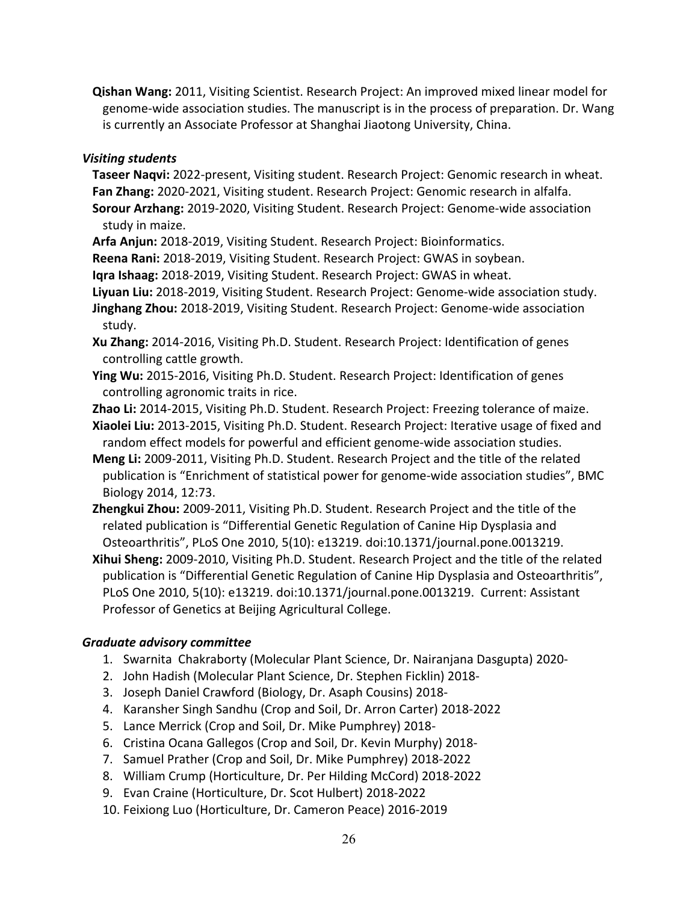**Qishan Wang:** 2011, Visiting Scientist. Research Project: An improved mixed linear model for genome-wide association studies. The manuscript is in the process of preparation. Dr. Wang is currently an Associate Professor at Shanghai Jiaotong University, China.

***Visiting students***

**Taseer Naqvi:** 2022-present, Visiting student. Research Project: Genomic research in wheat.
**Fan Zhang:** 2020-2021, Visiting student. Research Project: Genomic research in alfalfa.
**Sorour Arzhang:** 2019-2020, Visiting Student. Research Project: Genome-wide association study in maize.
**Arfa Anjun:** 2018-2019, Visiting Student. Research Project: Bioinformatics.
**Reena Rani:** 2018-2019, Visiting Student. Research Project: GWAS in soybean.
**Iqra Ishaag:** 2018-2019, Visiting Student. Research Project: GWAS in wheat.
**Liyuan Liu:** 2018-2019, Visiting Student. Research Project: Genome-wide association study.
**Jinghang Zhou:** 2018-2019, Visiting Student. Research Project: Genome-wide association study.
**Xu Zhang:** 2014-2016, Visiting Ph.D. Student. Research Project: Identification of genes controlling cattle growth.
**Ying Wu:** 2015-2016, Visiting Ph.D. Student. Research Project: Identification of genes controlling agronomic traits in rice.
**Zhao Li:** 2014-2015, Visiting Ph.D. Student. Research Project: Freezing tolerance of maize.
**Xiaolei Liu:** 2013-2015, Visiting Ph.D. Student. Research Project: Iterative usage of fixed and random effect models for powerful and efficient genome-wide association studies.
**Meng Li:** 2009-2011, Visiting Ph.D. Student. Research Project and the title of the related publication is "Enrichment of statistical power for genome-wide association studies", BMC Biology 2014, 12:73.
**Zhengkui Zhou:** 2009-2011, Visiting Ph.D. Student. Research Project and the title of the related publication is "Differential Genetic Regulation of Canine Hip Dysplasia and Osteoarthritis", PLoS One 2010, 5(10): e13219. doi:10.1371/journal.pone.0013219.
**Xihui Sheng:** 2009-2010, Visiting Ph.D. Student. Research Project and the title of the related publication is "Differential Genetic Regulation of Canine Hip Dysplasia and Osteoarthritis", PLoS One 2010, 5(10): e13219. doi:10.1371/journal.pone.0013219. Current: Assistant Professor of Genetics at Beijing Agricultural College.

***Graduate advisory committee***

1. Swarnita Chakraborty (Molecular Plant Science, Dr. Nairanjana Dasgupta) 2020-
2. John Hadish (Molecular Plant Science, Dr. Stephen Ficklin) 2018-
3. Joseph Daniel Crawford (Biology, Dr. Asaph Cousins) 2018-
4. Karansher Singh Sandhu (Crop and Soil, Dr. Arron Carter) 2018-2022
5. Lance Merrick (Crop and Soil, Dr. Mike Pumphrey) 2018-
6. Cristina Ocana Gallegos (Crop and Soil, Dr. Kevin Murphy) 2018-
7. Samuel Prather (Crop and Soil, Dr. Mike Pumphrey) 2018-2022
8. William Crump (Horticulture, Dr. Per Hilding McCord) 2018-2022
9. Evan Craine (Horticulture, Dr. Scot Hulbert) 2018-2022
10. Feixiong Luo (Horticulture, Dr. Cameron Peace) 2016-2019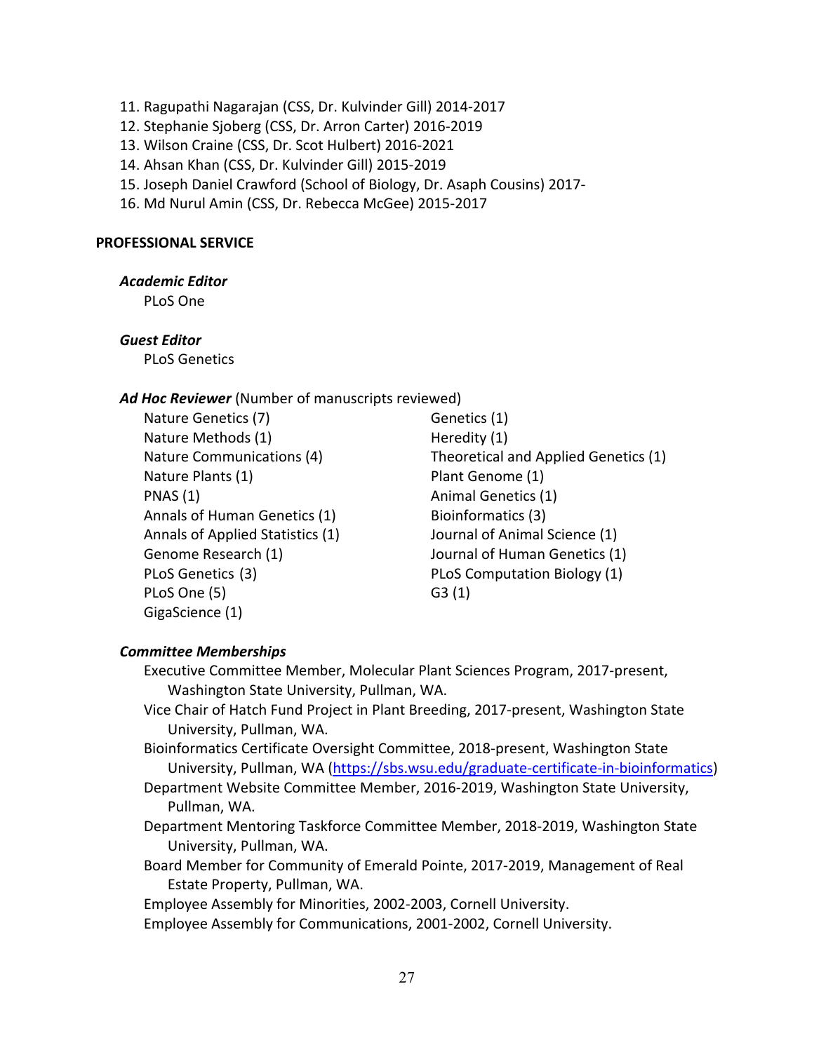11. Ragupathi Nagarajan (CSS, Dr. Kulvinder Gill) 2014-2017
12. Stephanie Sjoberg (CSS, Dr. Arron Carter) 2016-2019
13. Wilson Craine (CSS, Dr. Scot Hulbert) 2016-2021
14. Ahsan Khan (CSS, Dr. Kulvinder Gill) 2015-2019
15. Joseph Daniel Crawford (School of Biology, Dr. Asaph Cousins) 2017-
16. Md Nurul Amin (CSS, Dr. Rebecca McGee) 2015-2017

## PROFESSIONAL SERVICE

***Academic Editor***

PLoS One

***Guest Editor***

PLoS Genetics

***Ad Hoc Reviewer*** (Number of manuscripts reviewed)

Nature Genetics (7)
Nature Methods (1)
Nature Communications (4)
Nature Plants (1)
PNAS (1)
Annals of Human Genetics (1)
Annals of Applied Statistics (1)
Genome Research (1)
PLoS Genetics (3)
PLoS One (5)
GigaScience (1)
Genetics (1)
Heredity (1)
Theoretical and Applied Genetics (1)
Plant Genome (1)
Animal Genetics (1)
Bioinformatics (3)
Journal of Animal Science (1)
Journal of Human Genetics (1)
PLoS Computation Biology (1)
G3 (1)

***Committee Memberships***

Executive Committee Member, Molecular Plant Sciences Program, 2017-present, Washington State University, Pullman, WA.

Vice Chair of Hatch Fund Project in Plant Breeding, 2017-present, Washington State University, Pullman, WA.

Bioinformatics Certificate Oversight Committee, 2018-present, Washington State University, Pullman, WA (https://sbs.wsu.edu/graduate-certificate-in-bioinformatics)

Department Website Committee Member, 2016-2019, Washington State University, Pullman, WA.

Department Mentoring Taskforce Committee Member, 2018-2019, Washington State University, Pullman, WA.

Board Member for Community of Emerald Pointe, 2017-2019, Management of Real Estate Property, Pullman, WA.

Employee Assembly for Minorities, 2002-2003, Cornell University.

Employee Assembly for Communications, 2001-2002, Cornell University.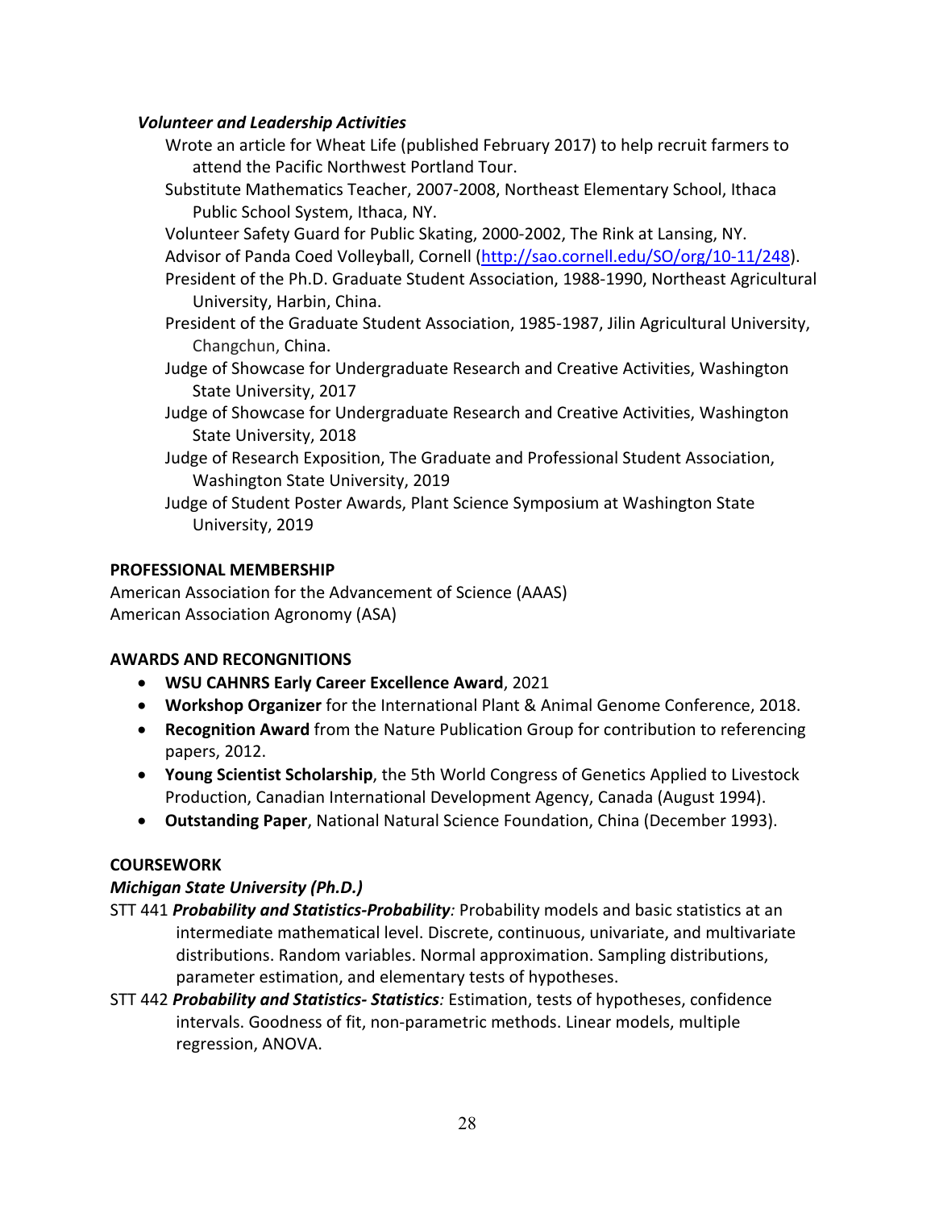### *Volunteer and Leadership Activities*

Wrote an article for Wheat Life (published February 2017) to help recruit farmers to attend the Pacific Northwest Portland Tour.

Substitute Mathematics Teacher, 2007-2008, Northeast Elementary School, Ithaca Public School System, Ithaca, NY.

Volunteer Safety Guard for Public Skating, 2000-2002, The Rink at Lansing, NY.

Advisor of Panda Coed Volleyball, Cornell (http://sao.cornell.edu/SO/org/10-11/248).

President of the Ph.D. Graduate Student Association, 1988-1990, Northeast Agricultural University, Harbin, China.

President of the Graduate Student Association, 1985-1987, Jilin Agricultural University, Changchun, China.

Judge of Showcase for Undergraduate Research and Creative Activities, Washington State University, 2017

Judge of Showcase for Undergraduate Research and Creative Activities, Washington State University, 2018

Judge of Research Exposition, The Graduate and Professional Student Association, Washington State University, 2019

Judge of Student Poster Awards, Plant Science Symposium at Washington State University, 2019

## PROFESSIONAL MEMBERSHIP

American Association for the Advancement of Science (AAAS)
American Association Agronomy (ASA)

## AWARDS AND RECONGNITIONS

- **WSU CAHNRS Early Career Excellence Award**, 2021
- **Workshop Organizer** for the International Plant & Animal Genome Conference, 2018.
- **Recognition Award** from the Nature Publication Group for contribution to referencing papers, 2012.
- **Young Scientist Scholarship**, the 5th World Congress of Genetics Applied to Livestock Production, Canadian International Development Agency, Canada (August 1994).
- **Outstanding Paper**, National Natural Science Foundation, China (December 1993).

## COURSEWORK

### *Michigan State University (Ph.D.)*

STT 441 ***Probability and Statistics-Probability***: Probability models and basic statistics at an intermediate mathematical level. Discrete, continuous, univariate, and multivariate distributions. Random variables. Normal approximation. Sampling distributions, parameter estimation, and elementary tests of hypotheses.

STT 442 ***Probability and Statistics- Statistics***: Estimation, tests of hypotheses, confidence intervals. Goodness of fit, non-parametric methods. Linear models, multiple regression, ANOVA.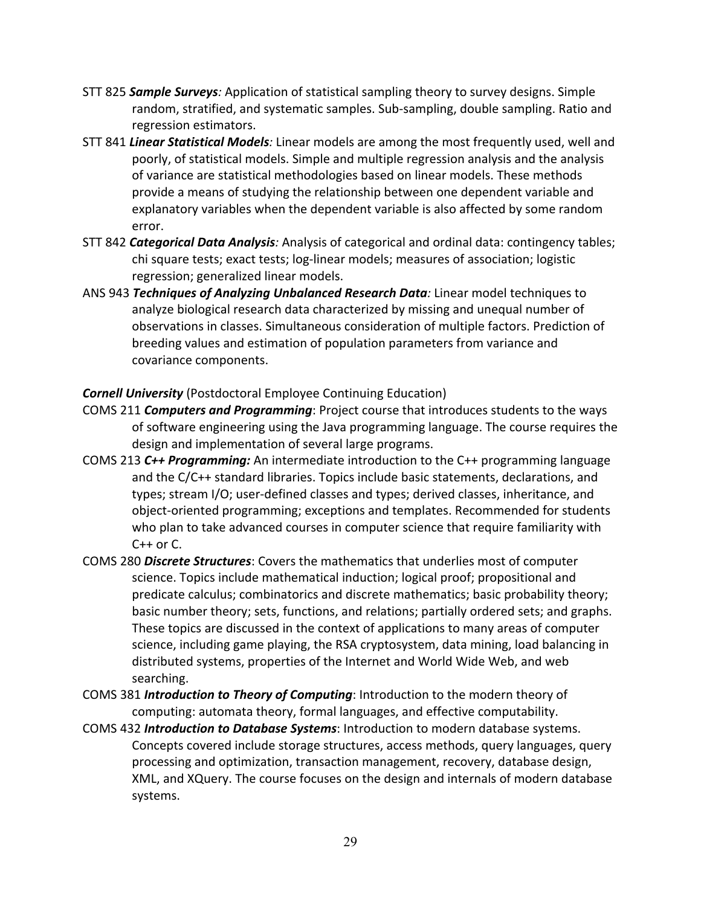- STT 825 ***Sample Surveys****:* Application of statistical sampling theory to survey designs. Simple random, stratified, and systematic samples. Sub-sampling, double sampling. Ratio and regression estimators.
- STT 841 ***Linear Statistical Models****:* Linear models are among the most frequently used, well and poorly, of statistical models. Simple and multiple regression analysis and the analysis of variance are statistical methodologies based on linear models. These methods provide a means of studying the relationship between one dependent variable and explanatory variables when the dependent variable is also affected by some random error.
- STT 842 ***Categorical Data Analysis****:* Analysis of categorical and ordinal data: contingency tables; chi square tests; exact tests; log-linear models; measures of association; logistic regression; generalized linear models.
- ANS 943 ***Techniques of Analyzing Unbalanced Research Data****:* Linear model techniques to analyze biological research data characterized by missing and unequal number of observations in classes. Simultaneous consideration of multiple factors. Prediction of breeding values and estimation of population parameters from variance and covariance components.

***Cornell University*** (Postdoctoral Employee Continuing Education)

- COMS 211 ***Computers and Programming***: Project course that introduces students to the ways of software engineering using the Java programming language. The course requires the design and implementation of several large programs.
- COMS 213 ***C++ Programming:*** An intermediate introduction to the C++ programming language and the C/C++ standard libraries. Topics include basic statements, declarations, and types; stream I/O; user-defined classes and types; derived classes, inheritance, and object-oriented programming; exceptions and templates. Recommended for students who plan to take advanced courses in computer science that require familiarity with C++ or C.
- COMS 280 ***Discrete Structures***: Covers the mathematics that underlies most of computer science. Topics include mathematical induction; logical proof; propositional and predicate calculus; combinatorics and discrete mathematics; basic probability theory; basic number theory; sets, functions, and relations; partially ordered sets; and graphs. These topics are discussed in the context of applications to many areas of computer science, including game playing, the RSA cryptosystem, data mining, load balancing in distributed systems, properties of the Internet and World Wide Web, and web searching.
- COMS 381 ***Introduction to Theory of Computing***: Introduction to the modern theory of computing: automata theory, formal languages, and effective computability.
- COMS 432 ***Introduction to Database Systems***: Introduction to modern database systems. Concepts covered include storage structures, access methods, query languages, query processing and optimization, transaction management, recovery, database design, XML, and XQuery. The course focuses on the design and internals of modern database systems.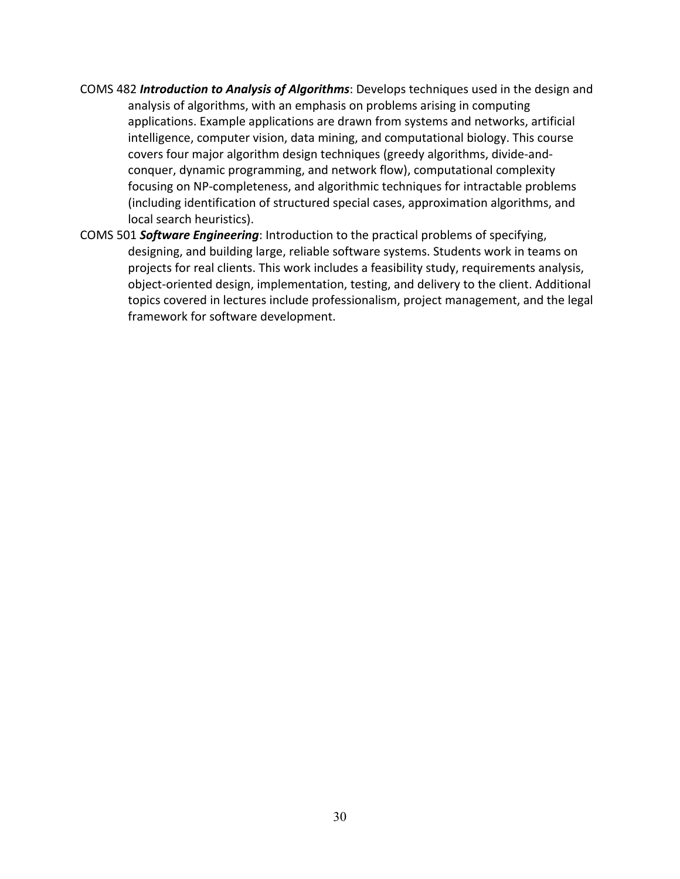COMS 482 ***Introduction to Analysis of Algorithms***: Develops techniques used in the design and analysis of algorithms, with an emphasis on problems arising in computing applications. Example applications are drawn from systems and networks, artificial intelligence, computer vision, data mining, and computational biology. This course covers four major algorithm design techniques (greedy algorithms, divide-and-conquer, dynamic programming, and network flow), computational complexity focusing on NP-completeness, and algorithmic techniques for intractable problems (including identification of structured special cases, approximation algorithms, and local search heuristics).

COMS 501 ***Software Engineering***: Introduction to the practical problems of specifying, designing, and building large, reliable software systems. Students work in teams on projects for real clients. This work includes a feasibility study, requirements analysis, object-oriented design, implementation, testing, and delivery to the client. Additional topics covered in lectures include professionalism, project management, and the legal framework for software development.